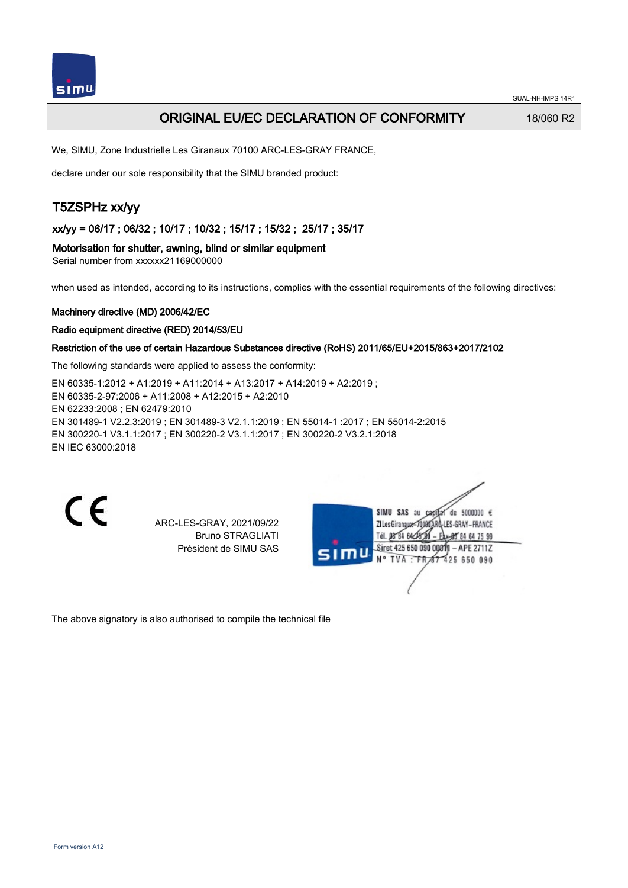# ORIGINAL EU/EC DECLARATION OF CONFORMITY

18/060 R2

We, SIMU, Zone Industrielle Les Giranaux 70100 ARC-LES-GRAY FRANCE,

declare under our sole responsibility that the SIMU branded product:

## T5ZSPHz xx/yy

### xx/yy = 06/17 ; 06/32 ; 10/17 ; 10/32 ; 15/17 ; 15/32 ; 25/17 ; 35/17

### Motorisation for shutter, awning, blind or similar equipment

Serial number from xxxxxx21169000000

when used as intended, according to its instructions, complies with the essential requirements of the following directives:

**Machinery directive (MD) 2006/42/EC**

**Radio equipment directive (RED) 2014/53/EU**

**Restriction of the use of certain Hazardous Substances directive (RoHS) 2011/65/EU+2015/863+2017/2102**

The following standards were applied to assess the conformity:

EN 60335-1:2012 + A1:2019 + A11:2014 + A13:2017 + A14:2019 + A2:2019 ;
EN 60335-2-97:2006 + A11:2008 + A12:2015 + A2:2010
EN 62233:2008 ; EN 62479:2010
EN 301489-1 V2.2.3:2019 ; EN 301489-3 V2.1.1:2019 ; EN 55014-1 :2017 ; EN 55014-2:2015
EN 300220-1 V3.1.1:2017 ; EN 300220-2 V3.1.1:2017 ; EN 300220-2 V3.2.1:2018
EN IEC 63000:2018

CE

ARC-LES-GRAY, 2021/09/22
Bruno STRAGLIATI
Président de SIMU SAS

SIMU SAS au capital de 5000000 €
ZI Les Giranaux 70100 ARC-LES-GRAY-FRANCE
Tél. 03 84 64 75 00 – Fax 03 84 64 75 99
Siret 425 650 090 00011 – APE 2711Z
N° TVA : FR 67 425 650 090

The above signatory is also authorised to compile the technical file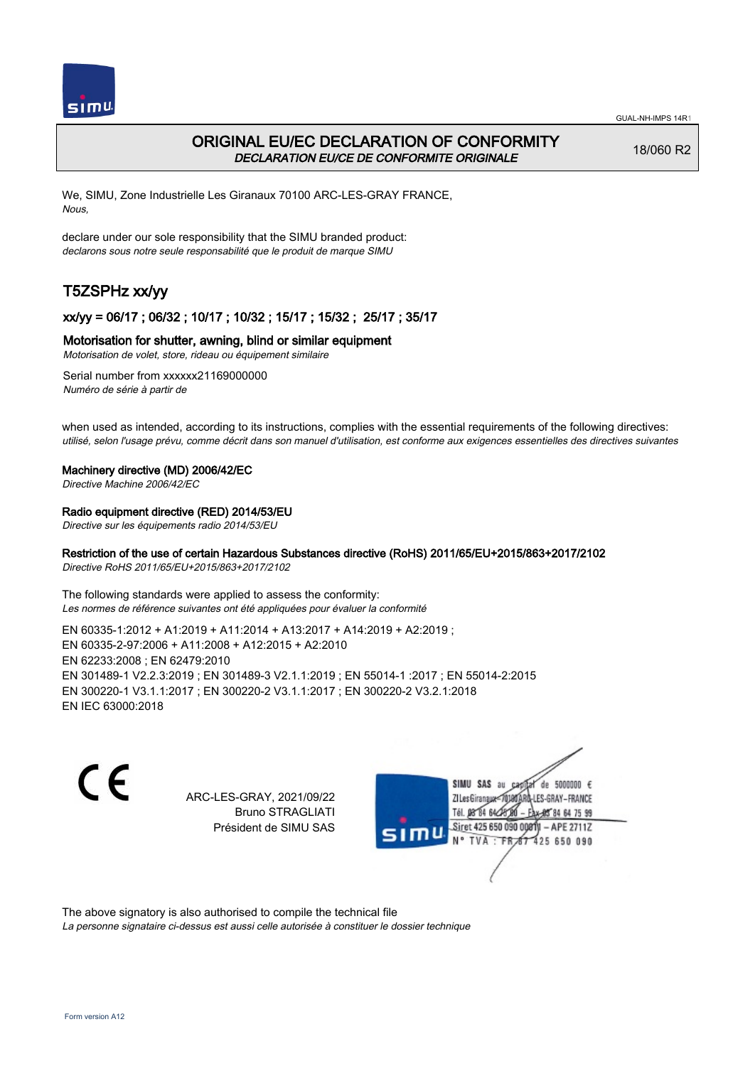# ORIGINAL EU/EC DECLARATION OF CONFORMITY

*DECLARATION EU/CE DE CONFORMITE ORIGINALE*

18/060 R2

We, SIMU, Zone Industrielle Les Giranaux 70100 ARC-LES-GRAY FRANCE,
*Nous,*

declare under our sole responsibility that the SIMU branded product:
*declarons sous notre seule responsabilité que le produit de marque SIMU*

## T5ZSPHz xx/yy

### xx/yy = 06/17 ; 06/32 ; 10/17 ; 10/32 ; 15/17 ; 15/32 ; 25/17 ; 35/17

### Motorisation for shutter, awning, blind or similar equipment

*Motorisation de volet, store, rideau ou équipement similaire*

Serial number from xxxxxx21169000000
*Numéro de série à partir de*

when used as intended, according to its instructions, complies with the essential requirements of the following directives:
*utilisé, selon l'usage prévu, comme décrit dans son manuel d'utilisation, est conforme aux exigences essentielles des directives suivantes*

**Machinery directive (MD) 2006/42/EC**
*Directive Machine 2006/42/EC*

**Radio equipment directive (RED) 2014/53/EU**
*Directive sur les équipements radio 2014/53/EU*

**Restriction of the use of certain Hazardous Substances directive (RoHS) 2011/65/EU+2015/863+2017/2102**
*Directive RoHS 2011/65/EU+2015/863+2017/2102*

The following standards were applied to assess the conformity:
*Les normes de référence suivantes ont été appliquées pour évaluer la conformité*

EN 60335-1:2012 + A1:2019 + A11:2014 + A13:2017 + A14:2019 + A2:2019 ;
EN 60335-2-97:2006 + A11:2008 + A12:2015 + A2:2010
EN 62233:2008 ; EN 62479:2010
EN 301489-1 V2.2.3:2019 ; EN 301489-3 V2.1.1:2019 ; EN 55014-1 :2017 ; EN 55014-2:2015
EN 300220-1 V3.1.1:2017 ; EN 300220-2 V3.1.1:2017 ; EN 300220-2 V3.2.1:2018
EN IEC 63000:2018

ARC-LES-GRAY, 2021/09/22
Bruno STRAGLIATI
Président de SIMU SAS

SIMU SAS au capital de 5000000 €
ZI Les Giranaux - 70100 ARC-LES-GRAY - FRANCE
Tél. 03 84 64 75 00 - Fax 03 84 64 75 99
Siret 425 650 090 00011 - APE 2711Z
N° TVA : FR 87 425 650 090

The above signatory is also authorised to compile the technical file
*La personne signataire ci-dessus est aussi celle autorisée à constituer le dossier technique*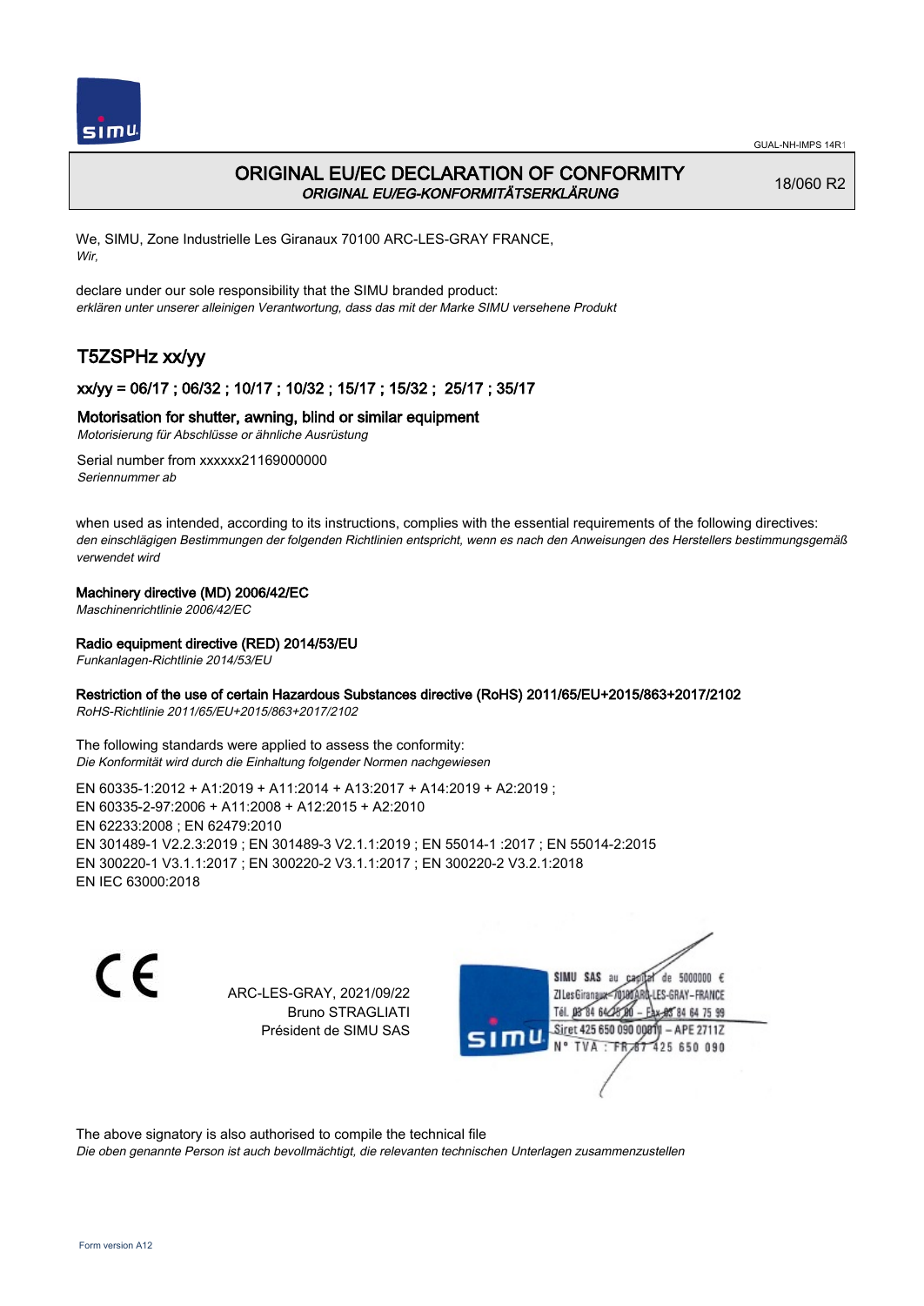# ORIGINAL EU/EC DECLARATION OF CONFORMITY

*ORIGINAL EU/EG-KONFORMITÄTSERKLÄRUNG*

18/060 R2

We, SIMU, Zone Industrielle Les Giranaux 70100 ARC-LES-GRAY FRANCE,
*Wir,*

declare under our sole responsibility that the SIMU branded product:
*erklären unter unserer alleinigen Verantwortung, dass das mit der Marke SIMU versehene Produkt*

## T5ZSPHz xx/yy

### xx/yy = 06/17 ; 06/32 ; 10/17 ; 10/32 ; 15/17 ; 15/32 ; 25/17 ; 35/17

### Motorisation for shutter, awning, blind or similar equipment

*Motorisierung für Abschlüsse or ähnliche Ausrüstung*

Serial number from xxxxxx21169000000
*Seriennummer ab*

when used as intended, according to its instructions, complies with the essential requirements of the following directives:
*den einschlägigen Bestimmungen der folgenden Richtlinien entspricht, wenn es nach den Anweisungen des Herstellers bestimmungsgemäß verwendet wird*

**Machinery directive (MD) 2006/42/EC**
*Maschinenrichtlinie 2006/42/EC*

**Radio equipment directive (RED) 2014/53/EU**
*Funkanlagen-Richtlinie 2014/53/EU*

**Restriction of the use of certain Hazardous Substances directive (RoHS) 2011/65/EU+2015/863+2017/2102**
*RoHS-Richtlinie 2011/65/EU+2015/863+2017/2102*

The following standards were applied to assess the conformity:
*Die Konformität wird durch die Einhaltung folgender Normen nachgewiesen*

EN 60335-1:2012 + A1:2019 + A11:2014 + A13:2017 + A14:2019 + A2:2019 ;
EN 60335-2-97:2006 + A11:2008 + A12:2015 + A2:2010
EN 62233:2008 ; EN 62479:2010
EN 301489-1 V2.2.3:2019 ; EN 301489-3 V2.1.1:2019 ; EN 55014-1 :2017 ; EN 55014-2:2015
EN 300220-1 V3.1.1:2017 ; EN 300220-2 V3.1.1:2017 ; EN 300220-2 V3.2.1:2018
EN IEC 63000:2018

CE

ARC-LES-GRAY, 2021/09/22
Bruno STRAGLIATI
Président de SIMU SAS

SIMU SAS au capital de 5000000 €
ZI Les Giranaux 70100 ARC-LES-GRAY-FRANCE
Tél. 03 84 64 75 00 – Fax 03 84 64 75 99
Siret 425 650 090 00011 – APE 2711Z
N° TVA : FR 87 425 650 090

The above signatory is also authorised to compile the technical file
*Die oben genannte Person ist auch bevollmächtigt, die relevanten technischen Unterlagen zusammenzustellen*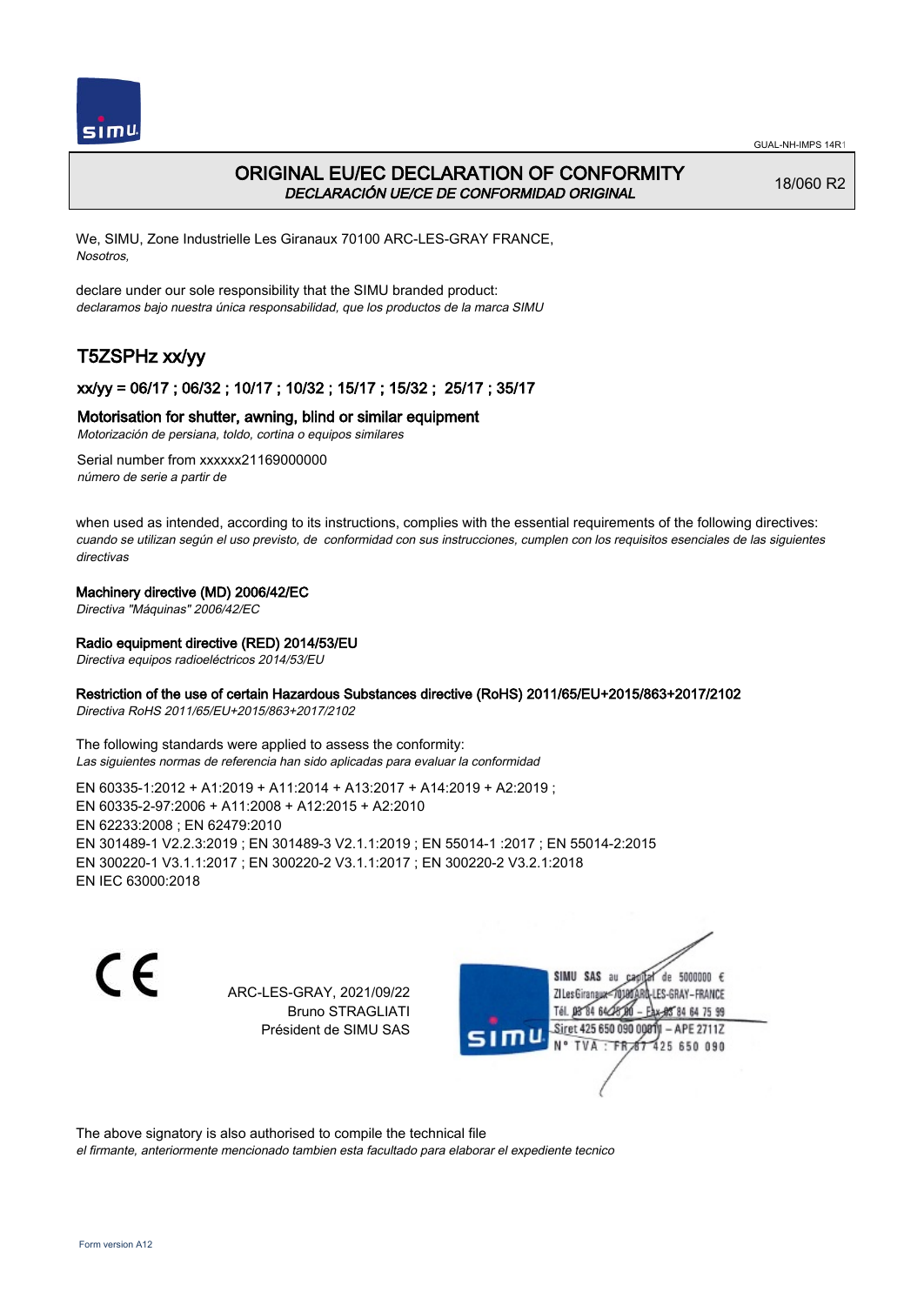# ORIGINAL EU/EC DECLARATION OF CONFORMITY

*DECLARACIÓN UE/CE DE CONFORMIDAD ORIGINAL*

18/060 R2

We, SIMU, Zone Industrielle Les Giranaux 70100 ARC-LES-GRAY FRANCE,
*Nosotros,*

declare under our sole responsibility that the SIMU branded product:
*declaramos bajo nuestra única responsabilidad, que los productos de la marca SIMU*

## T5ZSPHz xx/yy

### xx/yy = 06/17 ; 06/32 ; 10/17 ; 10/32 ; 15/17 ; 15/32 ; 25/17 ; 35/17

### Motorisation for shutter, awning, blind or similar equipment

*Motorización de persiana, toldo, cortina o equipos similares*

Serial number from xxxxxx21169000000
*número de serie a partir de*

when used as intended, according to its instructions, complies with the essential requirements of the following directives:
*cuando se utilizan según el uso previsto, de conformidad con sus instrucciones, cumplen con los requisitos esenciales de las siguientes directivas*

**Machinery directive (MD) 2006/42/EC**
*Directiva "Máquinas" 2006/42/EC*

**Radio equipment directive (RED) 2014/53/EU**
*Directiva equipos radioeléctricos 2014/53/EU*

**Restriction of the use of certain Hazardous Substances directive (RoHS) 2011/65/EU+2015/863+2017/2102**
*Directiva RoHS 2011/65/EU+2015/863+2017/2102*

The following standards were applied to assess the conformity:
*Las siguientes normas de referencia han sido aplicadas para evaluar la conformidad*

EN 60335-1:2012 + A1:2019 + A11:2014 + A13:2017 + A14:2019 + A2:2019 ;
EN 60335-2-97:2006 + A11:2008 + A12:2015 + A2:2010
EN 62233:2008 ; EN 62479:2010
EN 301489-1 V2.2.3:2019 ; EN 301489-3 V2.1.1:2019 ; EN 55014-1 :2017 ; EN 55014-2:2015
EN 300220-1 V3.1.1:2017 ; EN 300220-2 V3.1.1:2017 ; EN 300220-2 V3.2.1:2018
EN IEC 63000:2018

ARC-LES-GRAY, 2021/09/22
Bruno STRAGLIATI
Président de SIMU SAS

SIMU SAS au capital de 5000000 €
ZI Les Giranaux 70100 ARC-LES-GRAY-FRANCE
Tél. 03 84 64 75 00 – Fax 03 84 64 75 99
Siret 425 650 090 00011 – APE 2711Z
N° TVA : FR 87 425 650 090

The above signatory is also authorised to compile the technical file
*el firmante, anteriormente mencionado tambien esta facultado para elaborar el expediente tecnico*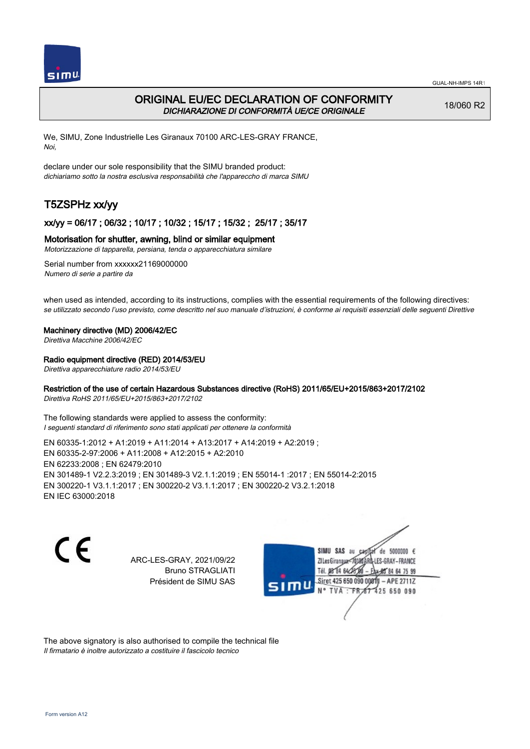# ORIGINAL EU/EC DECLARATION OF CONFORMITY

*DICHIARAZIONE DI CONFORMITÀ UE/CE ORIGINALE*

18/060 R2

We, SIMU, Zone Industrielle Les Giranaux 70100 ARC-LES-GRAY FRANCE,
*Noi,*

declare under our sole responsibility that the SIMU branded product:
*dichiariamo sotto la nostra esclusiva responsabilità che l'apparecchio di marca SIMU*

## T5ZSPHz xx/yy

### xx/yy = 06/17 ; 06/32 ; 10/17 ; 10/32 ; 15/17 ; 15/32 ; 25/17 ; 35/17

### Motorisation for shutter, awning, blind or similar equipment

*Motorizzazione di tapparella, persiana, tenda o apparecchiatura similare*

Serial number from xxxxxx21169000000
*Numero di serie a partire da*

when used as intended, according to its instructions, complies with the essential requirements of the following directives:
*se utilizzato secondo l'uso previsto, come descritto nel suo manuale d'istruzioni, è conforme ai requisiti essenziali delle seguenti Direttive*

**Machinery directive (MD) 2006/42/EC**
*Direttiva Macchine 2006/42/EC*

**Radio equipment directive (RED) 2014/53/EU**
*Direttiva apparecchiature radio 2014/53/EU*

**Restriction of the use of certain Hazardous Substances directive (RoHS) 2011/65/EU+2015/863+2017/2102**
*Direttiva RoHS 2011/65/EU+2015/863+2017/2102*

The following standards were applied to assess the conformity:
*I seguenti standard di riferimento sono stati applicati per ottenere la conformità*

EN 60335-1:2012 + A1:2019 + A11:2014 + A13:2017 + A14:2019 + A2:2019 ;
EN 60335-2-97:2006 + A11:2008 + A12:2015 + A2:2010
EN 62233:2008 ; EN 62479:2010
EN 301489-1 V2.2.3:2019 ; EN 301489-3 V2.1.1:2019 ; EN 55014-1 :2017 ; EN 55014-2:2015
EN 300220-1 V3.1.1:2017 ; EN 300220-2 V3.1.1:2017 ; EN 300220-2 V3.2.1:2018
EN IEC 63000:2018

CE

ARC-LES-GRAY, 2021/09/22
Bruno STRAGLIATI
Président de SIMU SAS

SIMU SAS au capital de 5000000 €
ZI Les Giranaux 70100 ARC-LES-GRAY-FRANCE
Tél. 03 84 64 75 00 – Fax 03 84 64 75 99
Siret 425 650 090 00011 – APE 2711Z
N° TVA : FR 87 425 650 090

The above signatory is also authorised to compile the technical file
*Il firmatario è inoltre autorizzato a costituire il fascicolo tecnico*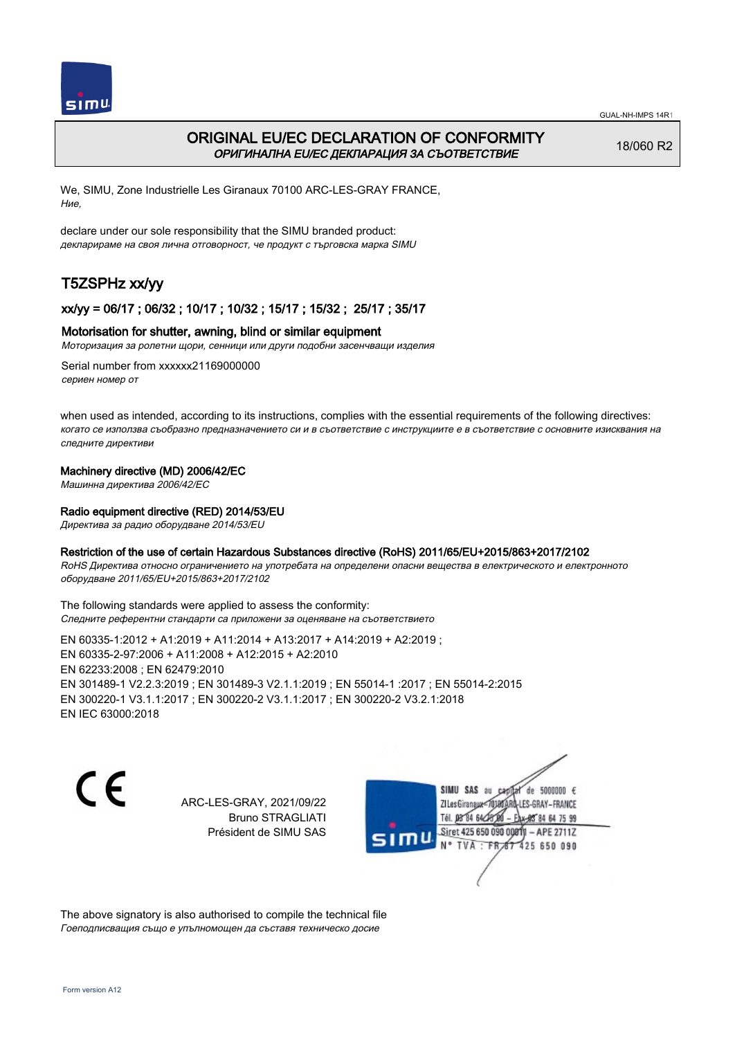GUAL-NH-IMPS 14R1

# ORIGINAL EU/EC DECLARATION OF CONFORMITY

*ОРИГИНАЛНА EU/EC ДЕКЛАРАЦИЯ ЗА СЪОТВЕТСТВИЕ*

18/060 R2

We, SIMU, Zone Industrielle Les Giranaux 70100 ARC-LES-GRAY FRANCE,
*Ние,*

declare under our sole responsibility that the SIMU branded product:
*декларираме на своя лична отговорност, че продукт с търговска марка SIMU*

## T5ZSPHz xx/yy

### xx/yy = 06/17 ; 06/32 ; 10/17 ; 10/32 ; 15/17 ; 15/32 ; 25/17 ; 35/17

### Motorisation for shutter, awning, blind or similar equipment

*Моторизация за ролетни щори, сенници или други подобни засенчващи изделия*

Serial number from xxxxxx21169000000
*сериен номер от*

when used as intended, according to its instructions, complies with the essential requirements of the following directives:
*когато се използва съобразно предназначението си и в съответствие с инструкциите е в съответствие с основните изисквания на следните директиви*

**Machinery directive (MD) 2006/42/EC**
*Машинна директива 2006/42/EC*

**Radio equipment directive (RED) 2014/53/EU**
*Директива за радио оборудване 2014/53/EU*

**Restriction of the use of certain Hazardous Substances directive (RoHS) 2011/65/EU+2015/863+2017/2102**
*RoHS Директива относно ограничението на употребата на определени опасни вещества в електрическото и електронното оборудване 2011/65/EU+2015/863+2017/2102*

The following standards were applied to assess the conformity:
*Следните референтни стандарти са приложени за оценяване на съответствието*

EN 60335-1:2012 + A1:2019 + A11:2014 + A13:2017 + A14:2019 + A2:2019 ;
EN 60335-2-97:2006 + A11:2008 + A12:2015 + A2:2010
EN 62233:2008 ; EN 62479:2010
EN 301489-1 V2.2.3:2019 ; EN 301489-3 V2.1.1:2019 ; EN 55014-1 :2017 ; EN 55014-2:2015
EN 300220-1 V3.1.1:2017 ; EN 300220-2 V3.1.1:2017 ; EN 300220-2 V3.2.1:2018
EN IEC 63000:2018

CE

ARC-LES-GRAY, 2021/09/22
Bruno STRAGLIATI
Président de SIMU SAS

SIMU SAS au capital de 5000000 €
ZI Les Giranaux 70100 ARC-LES-GRAY-FRANCE
Tél. 03 84 64 75 00 – Fax 03 84 64 75 99
Siret 425 650 090 00011 – APE 2711Z
N° TVA : FR 87 425 650 090

The above signatory is also authorised to compile the technical file
*Гоеподписващия също е упълномощен да съставя техническо досие*

Form version A12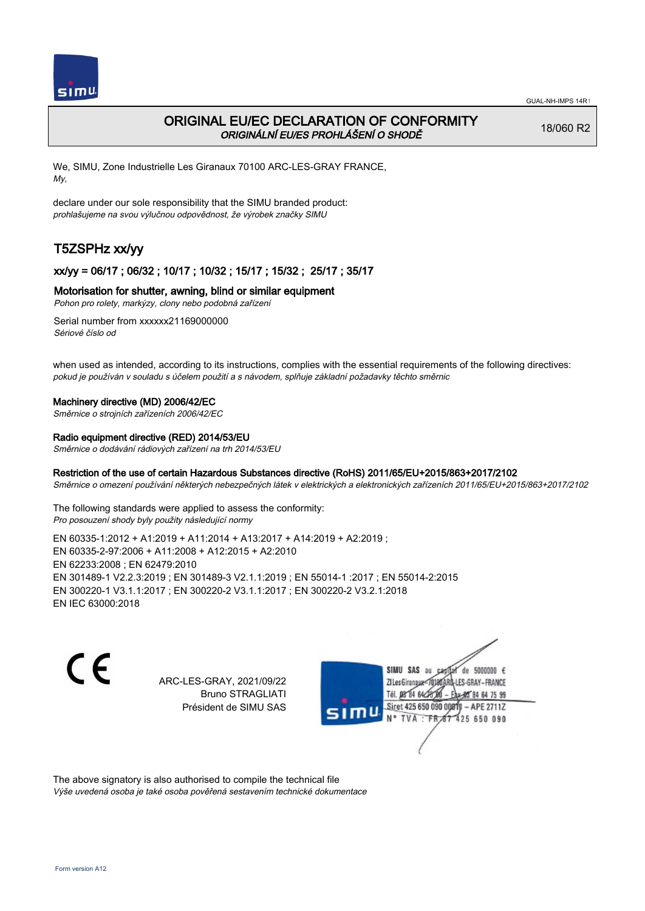GUAL-NH-IMPS 14R1

# ORIGINAL EU/EC DECLARATION OF CONFORMITY
*ORIGINÁLNÍ EU/ES PROHLÁŠENÍ O SHODĚ*

18/060 R2

We, SIMU, Zone Industrielle Les Giranaux 70100 ARC-LES-GRAY FRANCE,
*My,*

declare under our sole responsibility that the SIMU branded product:
*prohlašujeme na svou výlučnou odpovědnost, že výrobek značky SIMU*

## T5ZSPHz xx/yy

### xx/yy = 06/17 ; 06/32 ; 10/17 ; 10/32 ; 15/17 ; 15/32 ; 25/17 ; 35/17

### Motorisation for shutter, awning, blind or similar equipment
*Pohon pro rolety, markýzy, clony nebo podobná zařízení*

Serial number from xxxxxx21169000000
*Sériové číslo od*

when used as intended, according to its instructions, complies with the essential requirements of the following directives:
*pokud je používán v souladu s účelem použití a s návodem, splňuje základní požadavky těchto směrnic*

**Machinery directive (MD) 2006/42/EC**
*Směrnice o strojních zařízeních 2006/42/EC*

**Radio equipment directive (RED) 2014/53/EU**
*Směrnice o dodávání rádiových zařízení na trh 2014/53/EU*

**Restriction of the use of certain Hazardous Substances directive (RoHS) 2011/65/EU+2015/863+2017/2102**
*Směrnice o omezení používání některých nebezpečných látek v elektrických a elektronických zařízeních 2011/65/EU+2015/863+2017/2102*

The following standards were applied to assess the conformity:
*Pro posouzení shody byly použity následující normy*

EN 60335-1:2012 + A1:2019 + A11:2014 + A13:2017 + A14:2019 + A2:2019 ;
EN 60335-2-97:2006 + A11:2008 + A12:2015 + A2:2010
EN 62233:2008 ; EN 62479:2010
EN 301489-1 V2.2.3:2019 ; EN 301489-3 V2.1.1:2019 ; EN 55014-1 :2017 ; EN 55014-2:2015
EN 300220-1 V3.1.1:2017 ; EN 300220-2 V3.1.1:2017 ; EN 300220-2 V3.2.1:2018
EN IEC 63000:2018

CE

ARC-LES-GRAY, 2021/09/22
Bruno STRAGLIATI
Président de SIMU SAS

SIMU SAS au capital de 5000000 €
ZI Les Giranaux 70100 ARC-LES-GRAY-FRANCE
Tél. 03 84 64 75 00 – Fax 03 84 64 75 99
Siret 425 650 090 00011 – APE 2711Z
N° TVA : FR 67 425 650 090

The above signatory is also authorised to compile the technical file
*Výše uvedená osoba je také osoba pověřená sestavením technické dokumentace*

Form version A12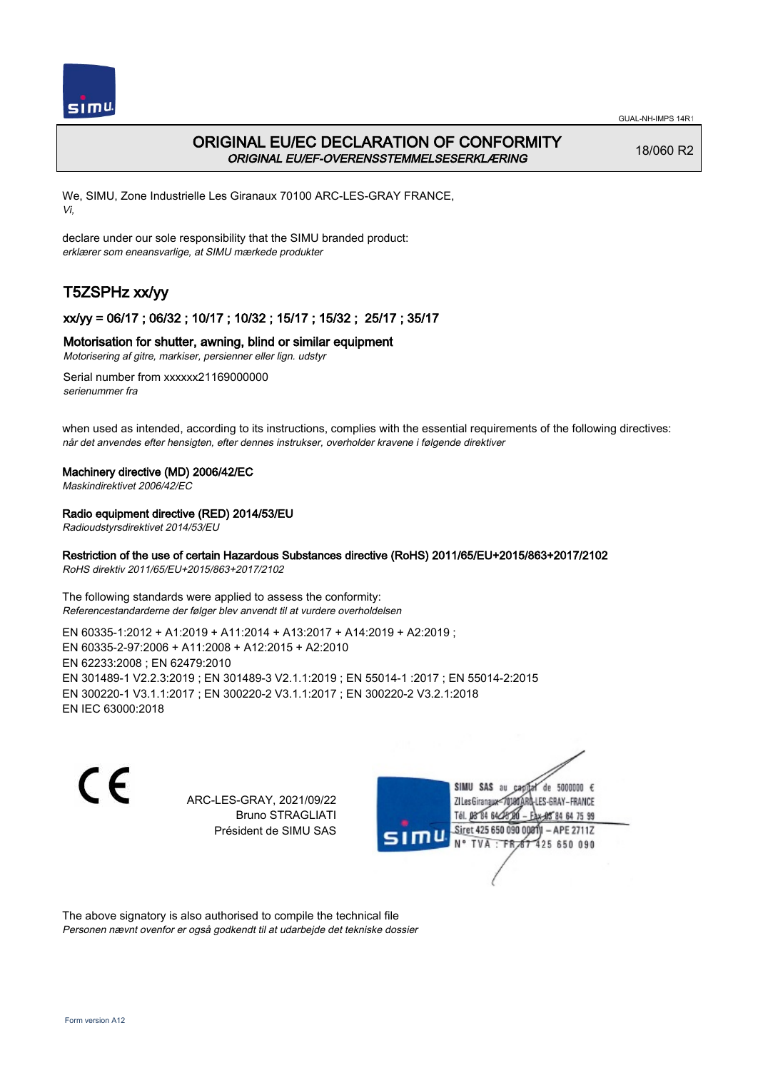# ORIGINAL EU/EC DECLARATION OF CONFORMITY

*ORIGINAL EU/EF-OVERENSSTEMMELSESERKLÆRING*

18/060 R2

We, SIMU, Zone Industrielle Les Giranaux 70100 ARC-LES-GRAY FRANCE,
*Vi,*

declare under our sole responsibility that the SIMU branded product:
*erklærer som eneansvarlige, at SIMU mærkede produkter*

## T5ZSPHz xx/yy

### xx/yy = 06/17 ; 06/32 ; 10/17 ; 10/32 ; 15/17 ; 15/32 ; 25/17 ; 35/17

### Motorisation for shutter, awning, blind or similar equipment

*Motorisering af gitre, markiser, persienner eller lign. udstyr*

Serial number from xxxxxx21169000000
*serienummer fra*

when used as intended, according to its instructions, complies with the essential requirements of the following directives:
*når det anvendes efter hensigten, efter dennes instrukser, overholder kravene i følgende direktiver*

**Machinery directive (MD) 2006/42/EC**
*Maskindirektivet 2006/42/EC*

**Radio equipment directive (RED) 2014/53/EU**
*Radioudstyrsdirektivet 2014/53/EU*

**Restriction of the use of certain Hazardous Substances directive (RoHS) 2011/65/EU+2015/863+2017/2102**
*RoHS direktiv 2011/65/EU+2015/863+2017/2102*

The following standards were applied to assess the conformity:
*Referencestandarderne der følger blev anvendt til at vurdere overholdelsen*

EN 60335-1:2012 + A1:2019 + A11:2014 + A13:2017 + A14:2019 + A2:2019 ;
EN 60335-2-97:2006 + A11:2008 + A12:2015 + A2:2010
EN 62233:2008 ; EN 62479:2010
EN 301489-1 V2.2.3:2019 ; EN 301489-3 V2.1.1:2019 ; EN 55014-1 :2017 ; EN 55014-2:2015
EN 300220-1 V3.1.1:2017 ; EN 300220-2 V3.1.1:2017 ; EN 300220-2 V3.2.1:2018
EN IEC 63000:2018

ARC-LES-GRAY, 2021/09/22
Bruno STRAGLIATI
Président de SIMU SAS

SIMU SAS au capital de 5000000 €
ZI Les Giranaux 70100 ARC-LES-GRAY-FRANCE
Tél. 03 84 64 75 00 – Fax 03 84 64 75 99
Siret 425 650 090 00011 – APE 2711Z
N° TVA : FR 67 425 650 090

The above signatory is also authorised to compile the technical file
*Personen nævnt ovenfor er også godkendt til at udarbejde det tekniske dossier*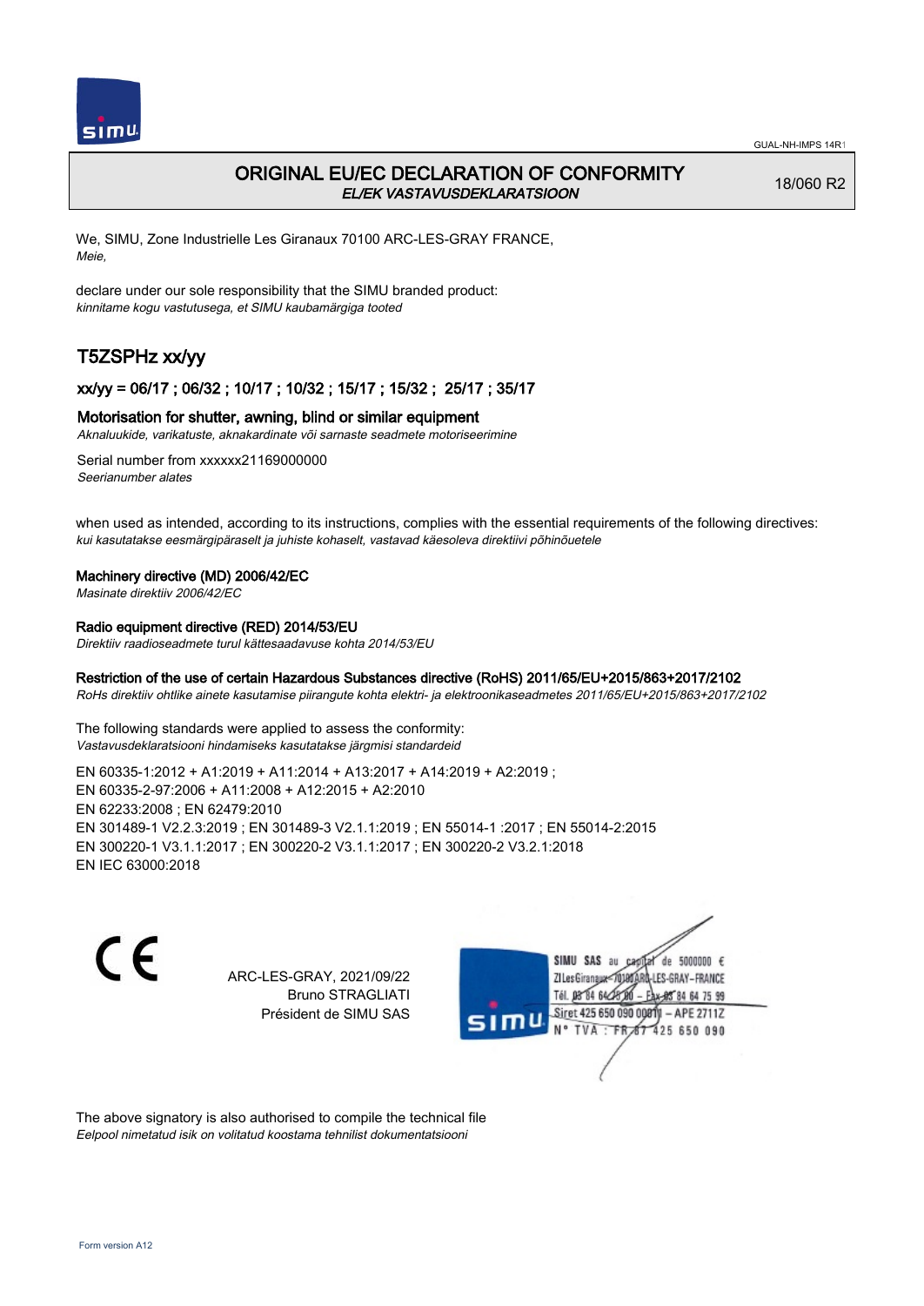GUAL-NH-IMPS 14R1

# ORIGINAL EU/EC DECLARATION OF CONFORMITY
*EL/EK VASTAVUSDEKLARATSIOON*

18/060 R2

We, SIMU, Zone Industrielle Les Giranaux 70100 ARC-LES-GRAY FRANCE,
*Meie,*

declare under our sole responsibility that the SIMU branded product:
*kinnitame kogu vastutusega, et SIMU kaubamärgiga tooted*

## T5ZSPHz xx/yy

### xx/yy = 06/17 ; 06/32 ; 10/17 ; 10/32 ; 15/17 ; 15/32 ; 25/17 ; 35/17

**Motorisation for shutter, awning, blind or similar equipment**
*Aknaluukide, varikatuste, aknakardinate või sarnaste seadmete motoriseerimine*

Serial number from xxxxxx21169000000
*Seerianumber alates*

when used as intended, according to its instructions, complies with the essential requirements of the following directives:
*kui kasutatakse eesmärgipäraselt ja juhiste kohaselt, vastavad käesoleva direktiivi põhinõuetele*

**Machinery directive (MD) 2006/42/EC**
*Masinate direktiiv 2006/42/EC*

**Radio equipment directive (RED) 2014/53/EU**
*Direktiiv raadioseadmete turul kättesaadavuse kohta 2014/53/EU*

**Restriction of the use of certain Hazardous Substances directive (RoHS) 2011/65/EU+2015/863+2017/2102**
*RoHs direktiiv ohtlike ainete kasutamise piirangute kohta elektri- ja elektroonikaseadmetes 2011/65/EU+2015/863+2017/2102*

The following standards were applied to assess the conformity:
*Vastavusdeklaratsiooni hindamiseks kasutatakse järgmisi standardeid*

EN 60335-1:2012 + A1:2019 + A11:2014 + A13:2017 + A14:2019 + A2:2019 ;
EN 60335-2-97:2006 + A11:2008 + A12:2015 + A2:2010
EN 62233:2008 ; EN 62479:2010
EN 301489-1 V2.2.3:2019 ; EN 301489-3 V2.1.1:2019 ; EN 55014-1 :2017 ; EN 55014-2:2015
EN 300220-1 V3.1.1:2017 ; EN 300220-2 V3.1.1:2017 ; EN 300220-2 V3.2.1:2018
EN IEC 63000:2018

ARC-LES-GRAY, 2021/09/22
Bruno STRAGLIATI
Président de SIMU SAS

SIMU SAS au capital de 5000000 €
ZI Les Giranaux 70100 ARC-LES-GRAY-FRANCE
Tél. 03 84 64 75 00 – Fax 03 84 64 75 99
Siret 425 650 090 00011 – APE 2711Z
N° TVA : FR 67 425 650 090

The above signatory is also authorised to compile the technical file
*Eelpool nimetatud isik on volitatud koostama tehnilist dokumentatsiooni*

Form version A12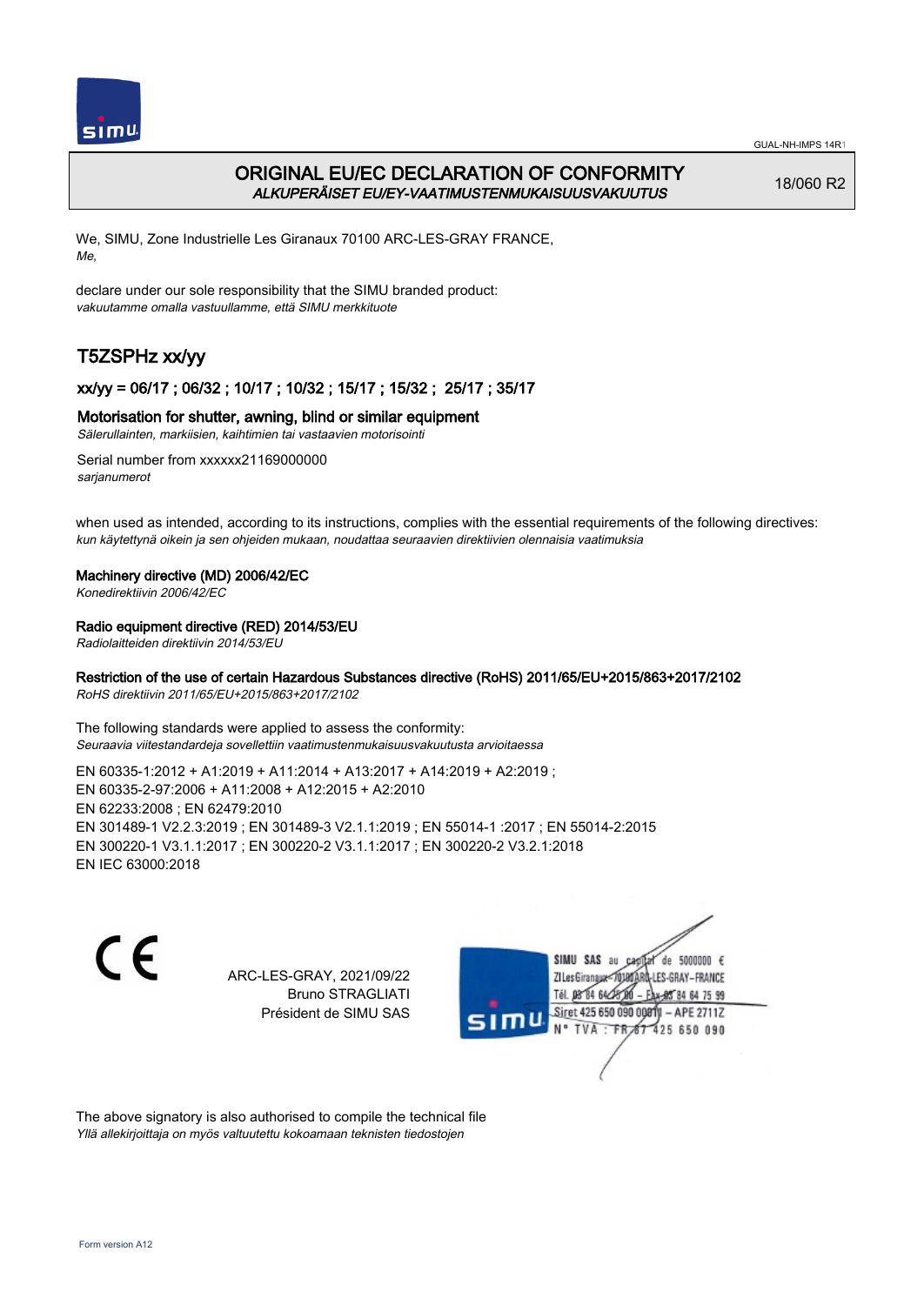# ORIGINAL EU/EC DECLARATION OF CONFORMITY

*ALKUPERÄISET EU/EY-VAATIMUSTENMUKAISUUSVAKUUTUS*

18/060 R2

We, SIMU, Zone Industrielle Les Giranaux 70100 ARC-LES-GRAY FRANCE,
*Me,*

declare under our sole responsibility that the SIMU branded product:
*vakuutamme omalla vastuullamme, että SIMU merkkituote*

## T5ZSPHz xx/yy

### xx/yy = 06/17 ; 06/32 ; 10/17 ; 10/32 ; 15/17 ; 15/32 ; 25/17 ; 35/17

**Motorisation for shutter, awning, blind or similar equipment**
*Sälerullainten, markiisien, kaihtimien tai vastaavien motorisointi*

Serial number from xxxxxx21169000000
*sarjanumerot*

when used as intended, according to its instructions, complies with the essential requirements of the following directives:
*kun käytettynä oikein ja sen ohjeiden mukaan, noudattaa seuraavien direktiivien olennaisia vaatimuksia*

**Machinery directive (MD) 2006/42/EC**
*Konedirektiivin 2006/42/EC*

**Radio equipment directive (RED) 2014/53/EU**
*Radiolaitteiden direktiivin 2014/53/EU*

**Restriction of the use of certain Hazardous Substances directive (RoHS) 2011/65/EU+2015/863+2017/2102**
*RoHS direktiivin 2011/65/EU+2015/863+2017/2102*

The following standards were applied to assess the conformity:
*Seuraavia viitestandardeja sovellettiin vaatimustenmukaisuusvakuutusta arvioitaessa*

EN 60335-1:2012 + A1:2019 + A11:2014 + A13:2017 + A14:2019 + A2:2019 ;
EN 60335-2-97:2006 + A11:2008 + A12:2015 + A2:2010
EN 62233:2008 ; EN 62479:2010
EN 301489-1 V2.2.3:2019 ; EN 301489-3 V2.1.1:2019 ; EN 55014-1 :2017 ; EN 55014-2:2015
EN 300220-1 V3.1.1:2017 ; EN 300220-2 V3.1.1:2017 ; EN 300220-2 V3.2.1:2018
EN IEC 63000:2018

CE

ARC-LES-GRAY, 2021/09/22
Bruno STRAGLIATI
Président de SIMU SAS

SIMU SAS au capital de 5000000 €
ZI Les Giranaux 70100 ARC-LES-GRAY-FRANCE
Tél. 03 84 64 28 00 – Fax 03 84 64 75 99
Siret 425 650 090 00011 – APE 2711Z
N° TVA : FR 67 425 650 090

The above signatory is also authorised to compile the technical file
*Yllä allekirjoittaja on myös valtuutettu kokoamaan teknisten tiedostojen*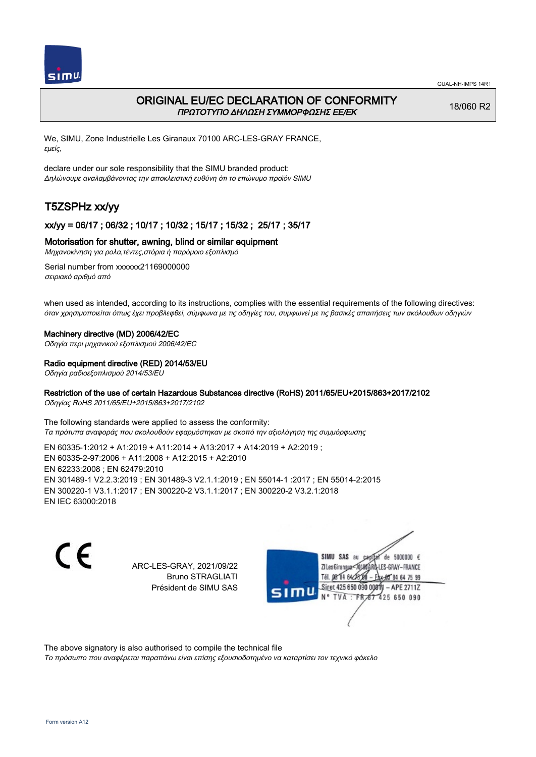# ORIGINAL EU/EC DECLARATION OF CONFORMITY
*ΠΡΩΤΟΤΥΠΟ ΔΗΛΩΣΗ ΣΥΜΜΟΡΦΩΣΗΣ ΕΕ/ΕΚ*

18/060 R2

We, SIMU, Zone Industrielle Les Giranaux 70100 ARC-LES-GRAY FRANCE,
*εμείς,*

declare under our sole responsibility that the SIMU branded product:
*Δηλώνουμε αναλαμβάνοντας την αποκλειστική ευθύνη ότι το επώνυμο προϊόν SIMU*

## T5ZSPHz xx/yy

### xx/yy = 06/17 ; 06/32 ; 10/17 ; 10/32 ; 15/17 ; 15/32 ; 25/17 ; 35/17

### Motorisation for shutter, awning, blind or similar equipment
*Μηχανοκίνηση για ρολα,τέντες,στόρια ή παρόμοιο εξοπλισμό*

Serial number from xxxxxx21169000000
*σειριακό αριθμό από*

when used as intended, according to its instructions, complies with the essential requirements of the following directives:
*όταν χρησιμοποιείται όπως έχει προβλεφθεί, σύμφωνα με τις οδηγίες του, συμφωνεί με τις βασικές απαιτήσεις των ακόλουθων οδηγιών*

**Machinery directive (MD) 2006/42/EC**
*Οδηγία περι μηχανικού εξοπλισμού 2006/42/EC*

**Radio equipment directive (RED) 2014/53/EU**
*Οδηγία ραδιοεξοπλισμού 2014/53/EU*

**Restriction of the use of certain Hazardous Substances directive (RoHS) 2011/65/EU+2015/863+2017/2102**
*Οδηγίας RoHS 2011/65/EU+2015/863+2017/2102*

The following standards were applied to assess the conformity:
*Τα πρότυπα αναφοράς που ακολουθούν εφαρμόστηκαν με σκοπό την αξιολόγηση της συμμόρφωσης*

EN 60335-1:2012 + A1:2019 + A11:2014 + A13:2017 + A14:2019 + A2:2019 ;
EN 60335-2-97:2006 + A11:2008 + A12:2015 + A2:2010
EN 62233:2008 ; EN 62479:2010
EN 301489-1 V2.2.3:2019 ; EN 301489-3 V2.1.1:2019 ; EN 55014-1 :2017 ; EN 55014-2:2015
EN 300220-1 V3.1.1:2017 ; EN 300220-2 V3.1.1:2017 ; EN 300220-2 V3.2.1:2018
EN IEC 63000:2018

CE

ARC-LES-GRAY, 2021/09/22
Bruno STRAGLIATI
Président de SIMU SAS

SIMU SAS au capital de 5000000 €
ZI Les Giranaux 70100 ARC-LES-GRAY-FRANCE
Tél. 03 84 64 28 00 – Fax 03 84 64 75 99
Siret 425 650 090 00011 – APE 2711Z
N° TVA : FR 67 425 650 090

The above signatory is also authorised to compile the technical file
*Το πρόσωπο που αναφέρεται παραπάνω είναι επίσης εξουσιοδοτημένο να καταρτίσει τον τεχνικό φάκελο*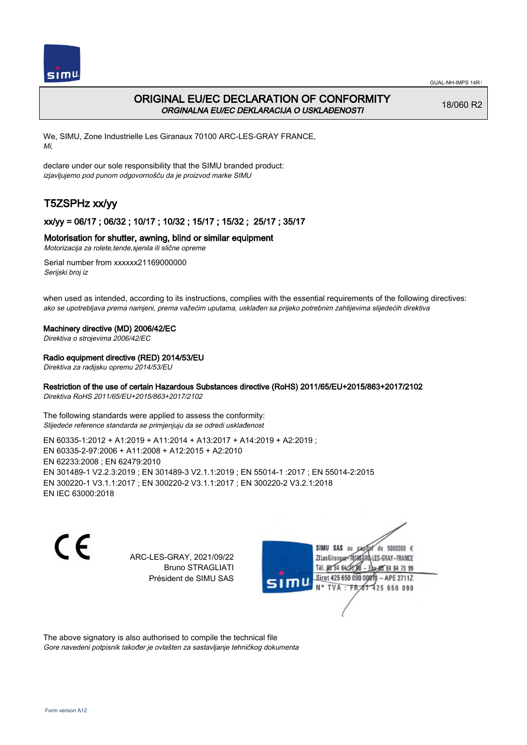GUAL-NH-IMPS 14R1

# ORIGINAL EU/EC DECLARATION OF CONFORMITY
*ORGINALNA EU/EC DEKLARACIJA O USKLAĐENOSTI*

18/060 R2

We, SIMU, Zone Industrielle Les Giranaux 70100 ARC-LES-GRAY FRANCE,
*Mi,*

declare under our sole responsibility that the SIMU branded product:
*izjavljujemo pod punom odgovornošču da je proizvod marke SIMU*

## T5ZSPHz xx/yy

### xx/yy = 06/17 ; 06/32 ; 10/17 ; 10/32 ; 15/17 ; 15/32 ; 25/17 ; 35/17

### Motorisation for shutter, awning, blind or similar equipment
*Motorizacija za rolete,tende,sjenila ili slične opreme*

Serial number from xxxxxx21169000000
*Serijski broj iz*

when used as intended, according to its instructions, complies with the essential requirements of the following directives:
*ako se upotrebljava prema namjeni, prema važećim uputama, usklađen sa prijeko potrebnim zahtijevima slijedećih direktiva*

**Machinery directive (MD) 2006/42/EC**
*Direktiva o strojevima 2006/42/EC*

**Radio equipment directive (RED) 2014/53/EU**
*Direktiva za radijsku opremu 2014/53/EU*

**Restriction of the use of certain Hazardous Substances directive (RoHS) 2011/65/EU+2015/863+2017/2102**
*Direktiva RoHS 2011/65/EU+2015/863+2017/2102*

The following standards were applied to assess the conformity:
*Slijedeće reference standarda se primjenjuju da se odredi usklađenost*

EN 60335-1:2012 + A1:2019 + A11:2014 + A13:2017 + A14:2019 + A2:2019 ;
EN 60335-2-97:2006 + A11:2008 + A12:2015 + A2:2010
EN 62233:2008 ; EN 62479:2010
EN 301489-1 V2.2.3:2019 ; EN 301489-3 V2.1.1:2019 ; EN 55014-1 :2017 ; EN 55014-2:2015
EN 300220-1 V3.1.1:2017 ; EN 300220-2 V3.1.1:2017 ; EN 300220-2 V3.2.1:2018
EN IEC 63000:2018

CE

ARC-LES-GRAY, 2021/09/22
Bruno STRAGLIATI
Président de SIMU SAS

SIMU SAS au capital de 5000000 €
ZI Les Giranaux 70100 ARC-LES-GRAY-FRANCE
Tél. 03 84 64 75 00 – Fax 03 84 64 75 99
Siret 425 650 090 00011 – APE 2711Z
N° TVA : FR 67 425 650 090

The above signatory is also authorised to compile the technical file
*Gore navedeni potpisnik također je ovlašten za sastavljanje tehničkog dokumenta*

Form version A12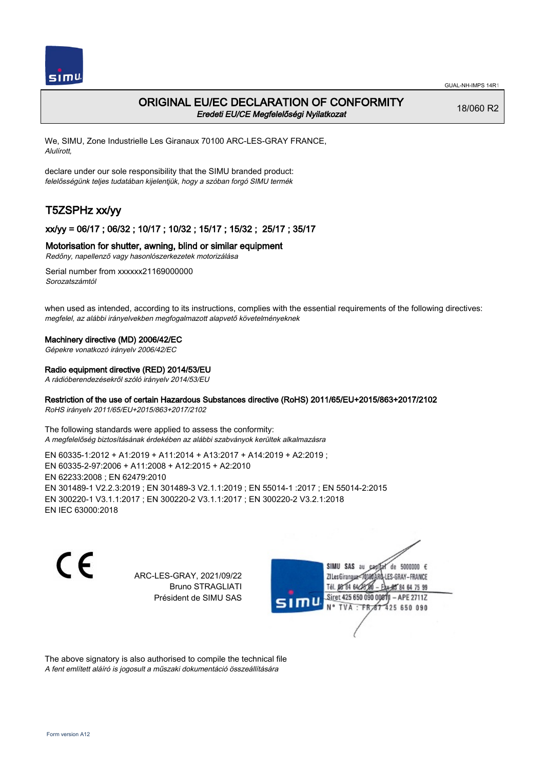GUAL-NH-IMPS 14R1

# ORIGINAL EU/EC DECLARATION OF CONFORMITY

*Eredeti EU/CE Megfelelőségi Nyilatkozat*

18/060 R2

We, SIMU, Zone Industrielle Les Giranaux 70100 ARC-LES-GRAY FRANCE,
*Alulírott,*

declare under our sole responsibility that the SIMU branded product:
*felelősségünk teljes tudatában kijelentjük, hogy a szóban forgó SIMU termék*

## T5ZSPHz xx/yy

### xx/yy = 06/17 ; 06/32 ; 10/17 ; 10/32 ; 15/17 ; 15/32 ; 25/17 ; 35/17

### Motorisation for shutter, awning, blind or similar equipment

*Redőny, napellenző vagy hasonlószerkezetek motorizálása*

Serial number from xxxxxx21169000000
*Sorozatszámtól*

when used as intended, according to its instructions, complies with the essential requirements of the following directives:
*megfelel, az alábbi irányelvekben megfogalmazott alapvető követelményeknek*

**Machinery directive (MD) 2006/42/EC**
*Gépekre vonatkozó irányelv 2006/42/EC*

**Radio equipment directive (RED) 2014/53/EU**
*A rádióberendezésekről szóló irányelv 2014/53/EU*

**Restriction of the use of certain Hazardous Substances directive (RoHS) 2011/65/EU+2015/863+2017/2102**
*RoHS irányelv 2011/65/EU+2015/863+2017/2102*

The following standards were applied to assess the conformity:
*A megfelelőség biztosításának érdekében az alábbi szabványok kerültek alkalmazásra*

EN 60335-1:2012 + A1:2019 + A11:2014 + A13:2017 + A14:2019 + A2:2019 ;
EN 60335-2-97:2006 + A11:2008 + A12:2015 + A2:2010
EN 62233:2008 ; EN 62479:2010
EN 301489-1 V2.2.3:2019 ; EN 301489-3 V2.1.1:2019 ; EN 55014-1 :2017 ; EN 55014-2:2015
EN 300220-1 V3.1.1:2017 ; EN 300220-2 V3.1.1:2017 ; EN 300220-2 V3.2.1:2018
EN IEC 63000:2018

ARC-LES-GRAY, 2021/09/22
Bruno STRAGLIATI
Président de SIMU SAS

SIMU SAS au capital de 5000000 €
ZI Les Giranaux 70100 ARC-LES-GRAY-FRANCE
Tél. 03 84 64 75 00 – Fax 03 84 64 75 99
Siret 425 650 090 00011 – APE 2711Z
N° TVA : FR 67 425 650 090

The above signatory is also authorised to compile the technical file
*A fent említett aláíró is jogosult a műszaki dokumentáció összeállítására*

Form version A12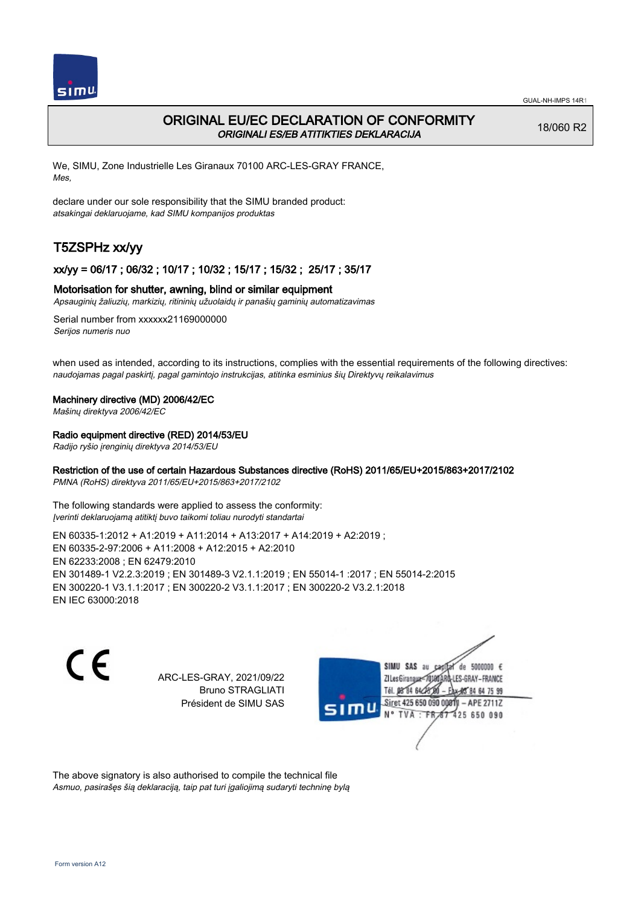# ORIGINAL EU/EC DECLARATION OF CONFORMITY
*ORIGINALI ES/EB ATITIKTIES DEKLARACIJA*

18/060 R2

We, SIMU, Zone Industrielle Les Giranaux 70100 ARC-LES-GRAY FRANCE,
*Mes,*

declare under our sole responsibility that the SIMU branded product:
*atsakingai deklaruojame, kad SIMU kompanijos produktas*

## T5ZSPHz xx/yy

### xx/yy = 06/17 ; 06/32 ; 10/17 ; 10/32 ; 15/17 ; 15/32 ;  25/17 ; 35/17

**Motorisation for shutter, awning, blind or similar equipment**
*Apsauginių žaliuzių, markizių, ritininių užuolaidų ir panašių gaminių automatizavimas*

Serial number from xxxxxx21169000000
*Serijos numeris nuo*

when used as intended, according to its instructions, complies with the essential requirements of the following directives:
*naudojamas pagal paskirtį, pagal gamintojo instrukcijas, atitinka esminius šių Direktyvų reikalavimus*

**Machinery directive (MD) 2006/42/EC**
*Mašinų direktyva 2006/42/EC*

**Radio equipment directive (RED) 2014/53/EU**
*Radijo ryšio įrenginių direktyva 2014/53/EU*

**Restriction of the use of certain Hazardous Substances directive (RoHS) 2011/65/EU+2015/863+2017/2102**
*PMNA (RoHS) direktyva 2011/65/EU+2015/863+2017/2102*

The following standards were applied to assess the conformity:
*Įverinti deklaruojamą atitiktį buvo taikomi toliau nurodyti standartai*

EN 60335-1:2012 + A1:2019 + A11:2014 + A13:2017 + A14:2019 + A2:2019 ;
EN 60335-2-97:2006 + A11:2008 + A12:2015 + A2:2010
EN 62233:2008 ; EN 62479:2010
EN 301489-1 V2.2.3:2019 ; EN 301489-3 V2.1.1:2019 ; EN 55014-1 :2017 ; EN 55014-2:2015
EN 300220-1 V3.1.1:2017 ; EN 300220-2 V3.1.1:2017 ; EN 300220-2 V3.2.1:2018
EN IEC 63000:2018

ARC-LES-GRAY, 2021/09/22
Bruno STRAGLIATI
Président de SIMU SAS

SIMU SAS au capital de 5000000 €
ZI Les Giranaux 70100 ARC-LES-GRAY-FRANCE
Tél. 03 84 64 75 00 – Fax 03 84 64 75 99
Siret 425 650 090 00011 – APE 2711Z
N° TVA : FR 67 425 650 090

The above signatory is also authorised to compile the technical file
*Asmuo, pasirašęs šią deklaraciją, taip pat turi įgaliojimą sudaryti techninę bylą*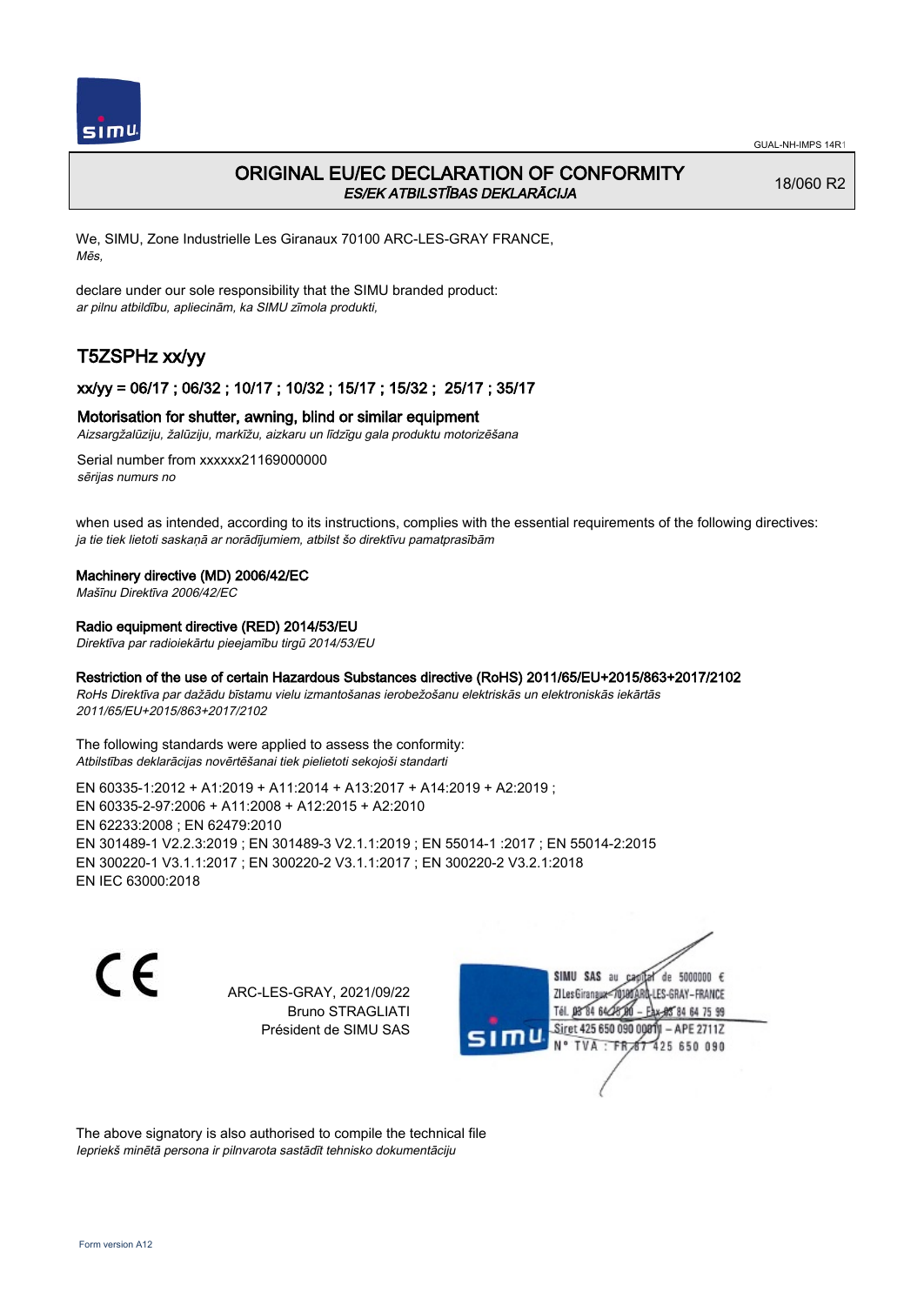# ORIGINAL EU/EC DECLARATION OF CONFORMITY
*ES/EK ATBILSTĪBAS DEKLARĀCIJA*

18/060 R2

We, SIMU, Zone Industrielle Les Giranaux 70100 ARC-LES-GRAY FRANCE,
*Mēs,*

declare under our sole responsibility that the SIMU branded product:
*ar pilnu atbildību, apliecinām, ka SIMU zīmola produkti,*

## T5ZSPHz xx/yy

### xx/yy = 06/17 ; 06/32 ; 10/17 ; 10/32 ; 15/17 ; 15/32 ; 25/17 ; 35/17

### Motorisation for shutter, awning, blind or similar equipment
*Aizsargžalūziju, žalūziju, markīžu, aizkaru un līdzīgu gala produktu motorizēšana*

Serial number from xxxxxx21169000000
*sērijas numurs no*

when used as intended, according to its instructions, complies with the essential requirements of the following directives:
*ja tie tiek lietoti saskaņā ar norādījumiem, atbilst šo direktīvu pamatprasībām*

**Machinery directive (MD) 2006/42/EC**
*Mašīnu Direktīva 2006/42/EC*

**Radio equipment directive (RED) 2014/53/EU**
*Direktīva par radioiekārtu pieejamību tirgū 2014/53/EU*

**Restriction of the use of certain Hazardous Substances directive (RoHS) 2011/65/EU+2015/863+2017/2102**
*RoHs Direktīva par dažādu bīstamu vielu izmantošanas ierobežošanu elektriskās un elektroniskās iekārtās 2011/65/EU+2015/863+2017/2102*

The following standards were applied to assess the conformity:
*Atbilstības deklarācijas novērtēšanai tiek pielietoti sekojoši standarti*

EN 60335-1:2012 + A1:2019 + A11:2014 + A13:2017 + A14:2019 + A2:2019 ;
EN 60335-2-97:2006 + A11:2008 + A12:2015 + A2:2010
EN 62233:2008 ; EN 62479:2010
EN 301489-1 V2.2.3:2019 ; EN 301489-3 V2.1.1:2019 ; EN 55014-1 :2017 ; EN 55014-2:2015
EN 300220-1 V3.1.1:2017 ; EN 300220-2 V3.1.1:2017 ; EN 300220-2 V3.2.1:2018
EN IEC 63000:2018

CE

ARC-LES-GRAY, 2021/09/22
Bruno STRAGLIATI
Président de SIMU SAS

SIMU SAS au capital de 5000000 €
ZI Les Giranaux 70100 ARC-LES-GRAY-FRANCE
Tél. 03 84 64 75 00 – Fax 03 84 64 75 99
Siret 425 650 090 00011 – APE 2711Z
N° TVA : FR 87 425 650 090

The above signatory is also authorised to compile the technical file
*Iepriekš minētā persona ir pilnvarota sastādīt tehnisko dokumentāciju*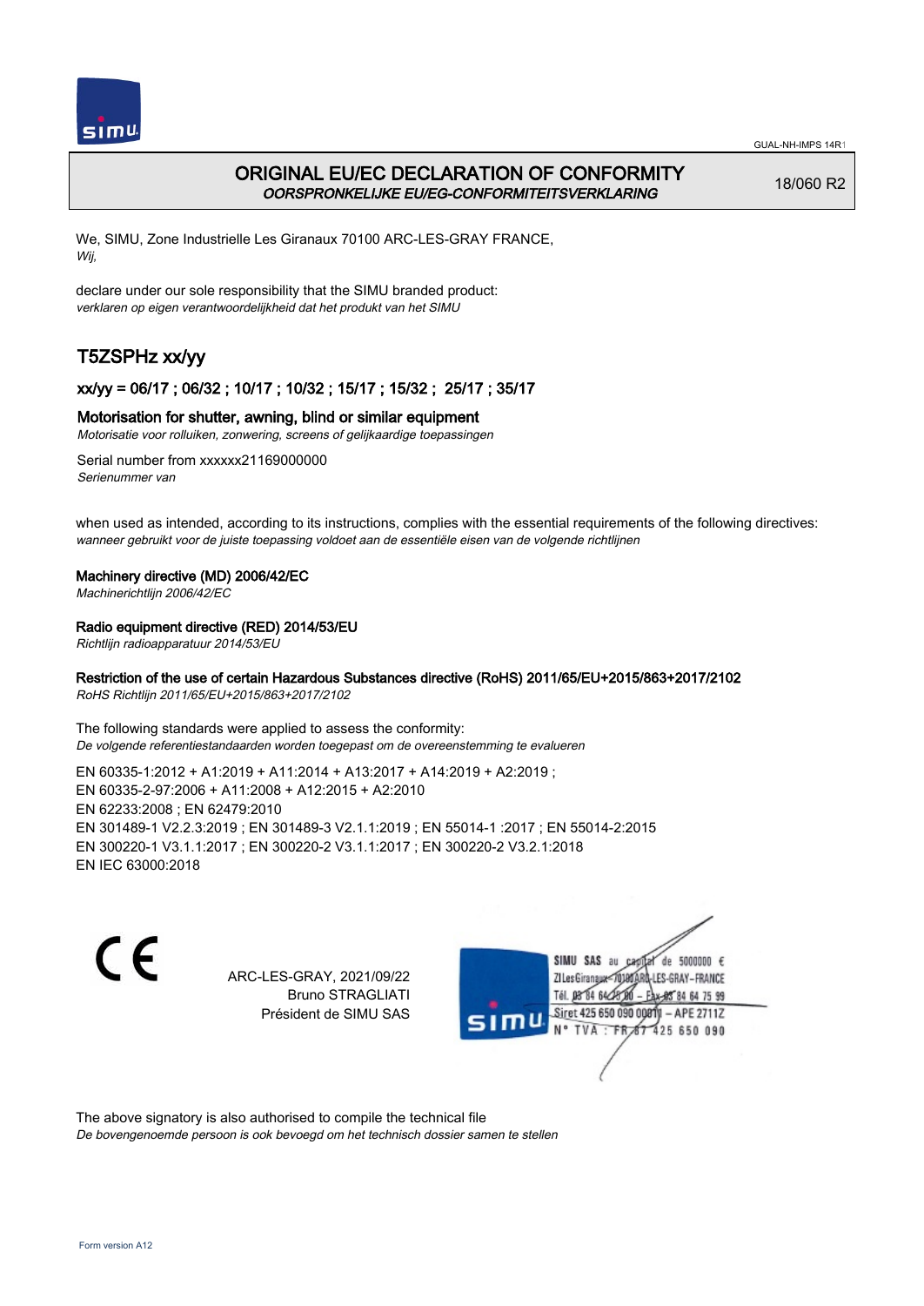# ORIGINAL EU/EC DECLARATION OF CONFORMITY

*OORSPRONKELIJKE EU/EG-CONFORMITEITSVERKLARING*

18/060 R2

We, SIMU, Zone Industrielle Les Giranaux 70100 ARC-LES-GRAY FRANCE,
*Wij,*

declare under our sole responsibility that the SIMU branded product:
*verklaren op eigen verantwoordelijkheid dat het produkt van het SIMU*

## T5ZSPHz xx/yy

### xx/yy = 06/17 ; 06/32 ; 10/17 ; 10/32 ; 15/17 ; 15/32 ; 25/17 ; 35/17

**Motorisation for shutter, awning, blind or similar equipment**
*Motorisatie voor rolluiken, zonwering, screens of gelijkaardige toepassingen*

Serial number from xxxxxx21169000000
*Serienummer van*

when used as intended, according to its instructions, complies with the essential requirements of the following directives:
*wanneer gebruikt voor de juiste toepassing voldoet aan de essentiële eisen van de volgende richtlijnen*

**Machinery directive (MD) 2006/42/EC**
*Machinerichtlijn 2006/42/EC*

**Radio equipment directive (RED) 2014/53/EU**
*Richtlijn radioapparatuur 2014/53/EU*

**Restriction of the use of certain Hazardous Substances directive (RoHS) 2011/65/EU+2015/863+2017/2102**
*RoHS Richtlijn 2011/65/EU+2015/863+2017/2102*

The following standards were applied to assess the conformity:
*De volgende referentiestandaarden worden toegepast om de overeenstemming te evalueren*

EN 60335-1:2012 + A1:2019 + A11:2014 + A13:2017 + A14:2019 + A2:2019 ;
EN 60335-2-97:2006 + A11:2008 + A12:2015 + A2:2010
EN 62233:2008 ; EN 62479:2010
EN 301489-1 V2.2.3:2019 ; EN 301489-3 V2.1.1:2019 ; EN 55014-1 :2017 ; EN 55014-2:2015
EN 300220-1 V3.1.1:2017 ; EN 300220-2 V3.1.1:2017 ; EN 300220-2 V3.2.1:2018
EN IEC 63000:2018

CE

ARC-LES-GRAY, 2021/09/22
Bruno STRAGLIATI
Président de SIMU SAS

SIMU SAS au capital de 5000000 €
ZI Les Giranaux 70100 ARC-LES-GRAY-FRANCE
Tél. 03 84 64 75 00 – Fax 03 84 64 75 99
Siret 425 650 090 00011 – APE 2711Z
N° TVA : FR 67 425 650 090

The above signatory is also authorised to compile the technical file
*De bovengenoemde persoon is ook bevoegd om het technisch dossier samen te stellen*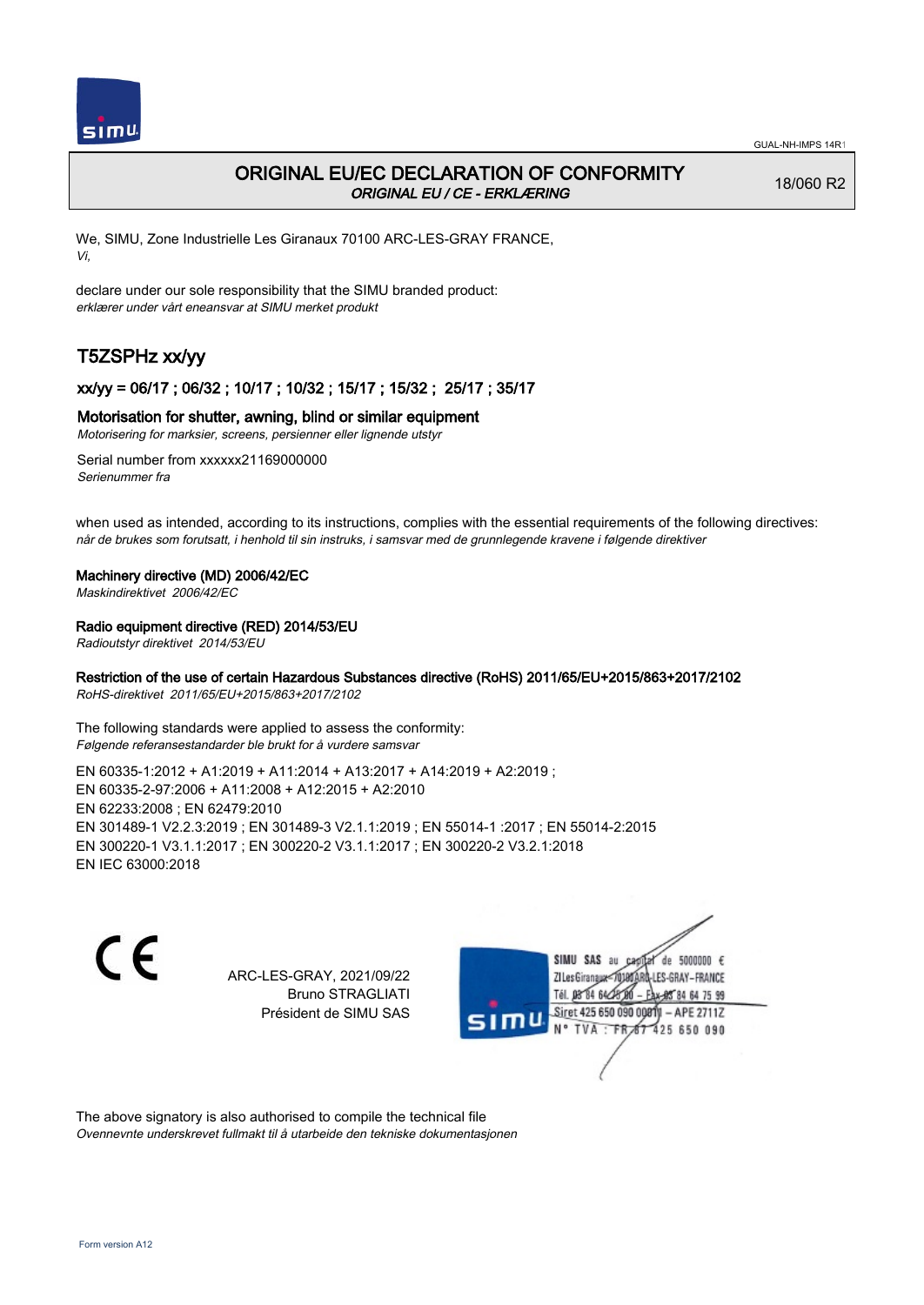GUAL-NH-IMPS 14R1

# ORIGINAL EU/EC DECLARATION OF CONFORMITY

*ORIGINAL EU / CE - ERKLÆRING*

18/060 R2

We, SIMU, Zone Industrielle Les Giranaux 70100 ARC-LES-GRAY FRANCE,
*Vi,*

declare under our sole responsibility that the SIMU branded product:
*erklærer under vårt eneansvar at SIMU merket produkt*

## T5ZSPHz xx/yy

### xx/yy = 06/17 ; 06/32 ; 10/17 ; 10/32 ; 15/17 ; 15/32 ; 25/17 ; 35/17

### Motorisation for shutter, awning, blind or similar equipment

*Motorisering for marksier, screens, persienner eller lignende utstyr*

Serial number from xxxxxx21169000000
*Serienummer fra*

when used as intended, according to its instructions, complies with the essential requirements of the following directives:
*når de brukes som forutsatt, i henhold til sin instruks, i samsvar med de grunnlegende kravene i følgende direktiver*

**Machinery directive (MD) 2006/42/EC**
*Maskindirektivet 2006/42/EC*

**Radio equipment directive (RED) 2014/53/EU**
*Radioutstyr direktivet 2014/53/EU*

**Restriction of the use of certain Hazardous Substances directive (RoHS) 2011/65/EU+2015/863+2017/2102**
*RoHS-direktivet 2011/65/EU+2015/863+2017/2102*

The following standards were applied to assess the conformity:
*Følgende referansestandarder ble brukt for å vurdere samsvar*

EN 60335-1:2012 + A1:2019 + A11:2014 + A13:2017 + A14:2019 + A2:2019 ;
EN 60335-2-97:2006 + A11:2008 + A12:2015 + A2:2010
EN 62233:2008 ; EN 62479:2010
EN 301489-1 V2.2.3:2019 ; EN 301489-3 V2.1.1:2019 ; EN 55014-1 :2017 ; EN 55014-2:2015
EN 300220-1 V3.1.1:2017 ; EN 300220-2 V3.1.1:2017 ; EN 300220-2 V3.2.1:2018
EN IEC 63000:2018

ARC-LES-GRAY, 2021/09/22
Bruno STRAGLIATI
Président de SIMU SAS

SIMU SAS au capital de 5000000 €
ZI Les Giranaux 70100 ARC-LES-GRAY-FRANCE
Tél. 03 84 64 75 00 – Fax 03 84 64 75 99
Siret 425 650 090 00011 – APE 2711Z
N° TVA : FR 67 425 650 090

The above signatory is also authorised to compile the technical file
*Ovennevnte underskrevet fullmakt til å utarbeide den tekniske dokumentasjonen*

Form version A12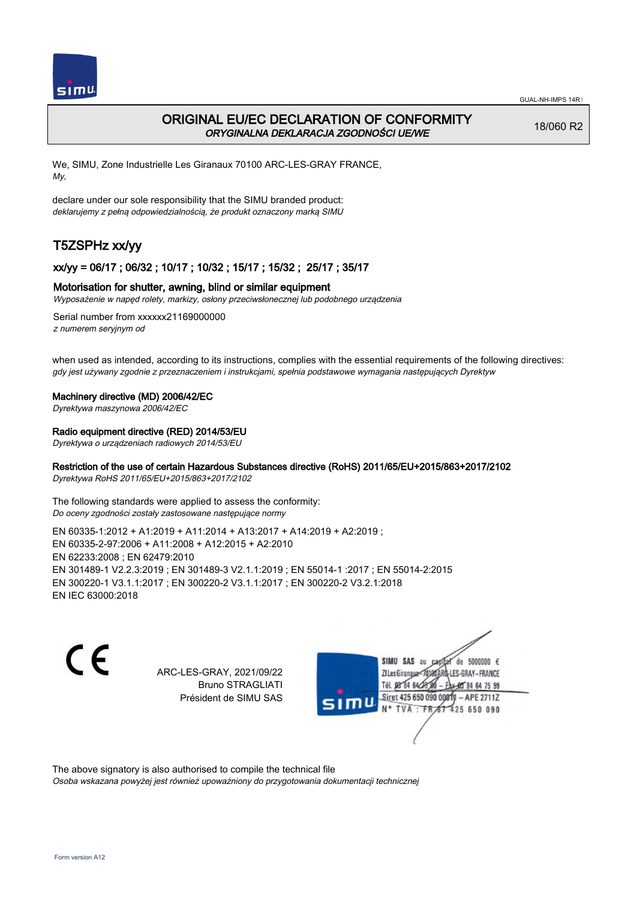GUAL-NH-IMPS 14R1

# ORIGINAL EU/EC DECLARATION OF CONFORMITY
*ORYGINALNA DEKLARACJA ZGODNOŚCI UE/WE*

18/060 R2

We, SIMU, Zone Industrielle Les Giranaux 70100 ARC-LES-GRAY FRANCE,
*My,*

declare under our sole responsibility that the SIMU branded product:
*deklarujemy z pełną odpowiedzialnością, że produkt oznaczony marką SIMU*

## T5ZSPHz xx/yy

### xx/yy = 06/17 ; 06/32 ; 10/17 ; 10/32 ; 15/17 ; 15/32 ; 25/17 ; 35/17

Motorisation for shutter, awning, blind or similar equipment
*Wyposażenie w napęd rolety, markizy, osłony przeciwsłonecznej lub podobnego urządzenia*

Serial number from xxxxxx21169000000
*z numerem seryjnym od*

when used as intended, according to its instructions, complies with the essential requirements of the following directives:
*gdy jest używany zgodnie z przeznaczeniem i instrukcjami, spełnia podstawowe wymagania następujących Dyrektyw*

**Machinery directive (MD) 2006/42/EC**
*Dyrektywa maszynowa 2006/42/EC*

**Radio equipment directive (RED) 2014/53/EU**
*Dyrektywa o urządzeniach radiowych 2014/53/EU*

**Restriction of the use of certain Hazardous Substances directive (RoHS) 2011/65/EU+2015/863+2017/2102**
*Dyrektywa RoHS 2011/65/EU+2015/863+2017/2102*

The following standards were applied to assess the conformity:
*Do oceny zgodności zostały zastosowane następujące normy*

EN 60335-1:2012 + A1:2019 + A11:2014 + A13:2017 + A14:2019 + A2:2019 ;
EN 60335-2-97:2006 + A11:2008 + A12:2015 + A2:2010
EN 62233:2008 ; EN 62479:2010
EN 301489-1 V2.2.3:2019 ; EN 301489-3 V2.1.1:2019 ; EN 55014-1 :2017 ; EN 55014-2:2015
EN 300220-1 V3.1.1:2017 ; EN 300220-2 V3.1.1:2017 ; EN 300220-2 V3.2.1:2018
EN IEC 63000:2018

ARC-LES-GRAY, 2021/09/22
Bruno STRAGLIATI
Président de SIMU SAS

SIMU SAS au capital de 5000000 €
ZI Les Giranaux 70100 ARC-LES-GRAY-FRANCE
Tél. 03 84 64 28 00 – Fax 03 84 64 75 99
Siret 425 650 090 00011 – APE 2711Z
N° TVA : FR 67 425 650 090

The above signatory is also authorised to compile the technical file
*Osoba wskazana powyżej jest również upoważniony do przygotowania dokumentacji technicznej*

Form version A12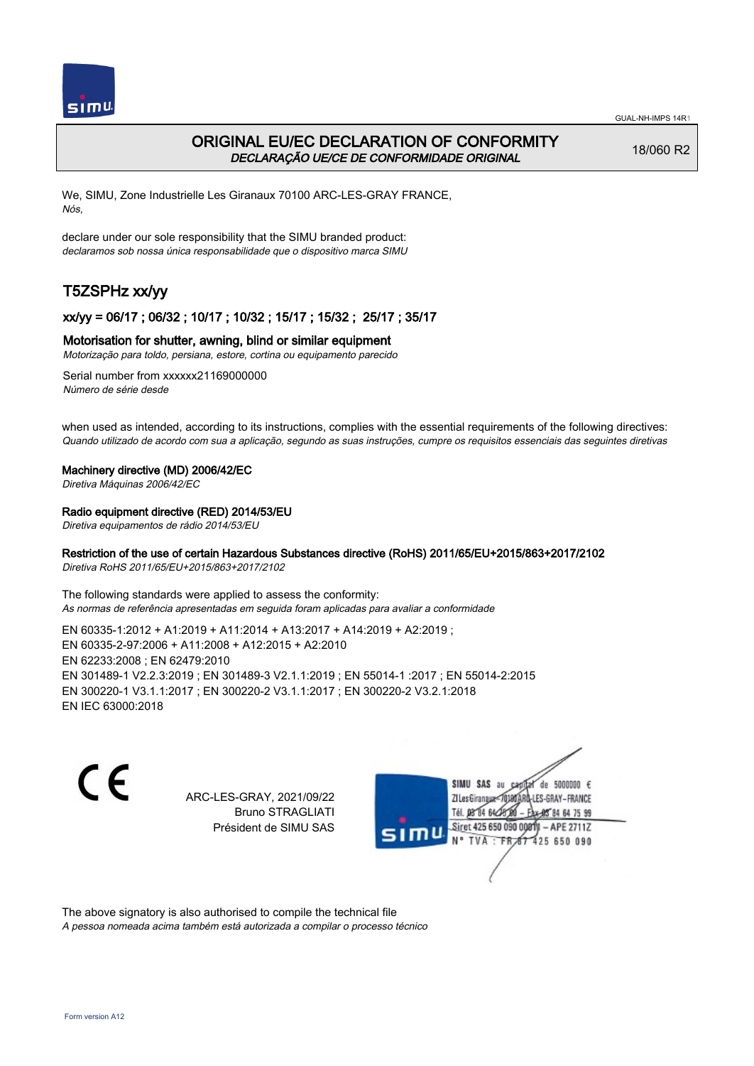GUAL-NH-IMPS 14R1

# ORIGINAL EU/EC DECLARATION OF CONFORMITY
*DECLARAÇÃO UE/CE DE CONFORMIDADE ORIGINAL*

18/060 R2

We, SIMU, Zone Industrielle Les Giranaux 70100 ARC-LES-GRAY FRANCE,
*Nós,*

declare under our sole responsibility that the SIMU branded product:
*declaramos sob nossa única responsabilidade que o dispositivo marca SIMU*

## T5ZSPHz xx/yy

### xx/yy = 06/17 ; 06/32 ; 10/17 ; 10/32 ; 15/17 ; 15/32 ; 25/17 ; 35/17

### Motorisation for shutter, awning, blind or similar equipment
*Motorização para toldo, persiana, estore, cortina ou equipamento parecido*

Serial number from xxxxxx21169000000
*Número de série desde*

when used as intended, according to its instructions, complies with the essential requirements of the following directives:
*Quando utilizado de acordo com sua a aplicação, segundo as suas instruções, cumpre os requisitos essenciais das seguintes diretivas*

**Machinery directive (MD) 2006/42/EC**
*Diretiva Máquinas 2006/42/EC*

**Radio equipment directive (RED) 2014/53/EU**
*Diretiva equipamentos de rádio 2014/53/EU*

**Restriction of the use of certain Hazardous Substances directive (RoHS) 2011/65/EU+2015/863+2017/2102**
*Diretiva RoHS 2011/65/EU+2015/863+2017/2102*

The following standards were applied to assess the conformity:
*As normas de referência apresentadas em seguida foram aplicadas para avaliar a conformidade*

EN 60335-1:2012 + A1:2019 + A11:2014 + A13:2017 + A14:2019 + A2:2019 ;
EN 60335-2-97:2006 + A11:2008 + A12:2015 + A2:2010
EN 62233:2008 ; EN 62479:2010
EN 301489-1 V2.2.3:2019 ; EN 301489-3 V2.1.1:2019 ; EN 55014-1 :2017 ; EN 55014-2:2015
EN 300220-1 V3.1.1:2017 ; EN 300220-2 V3.1.1:2017 ; EN 300220-2 V3.2.1:2018
EN IEC 63000:2018

CE

ARC-LES-GRAY, 2021/09/22
Bruno STRAGLIATI
Président de SIMU SAS

SIMU SAS au capital de 5000000 €
ZI Les Giranaux 70100 ARC-LES-GRAY-FRANCE
Tél. 03 84 64 75 00 – Fax 03 84 64 75 99
Siret 425 650 090 00011 – APE 2711Z
N° TVA : FR 87 425 650 090

The above signatory is also authorised to compile the technical file
*A pessoa nomeada acima também está autorizada a compilar o processo técnico*

Form version A12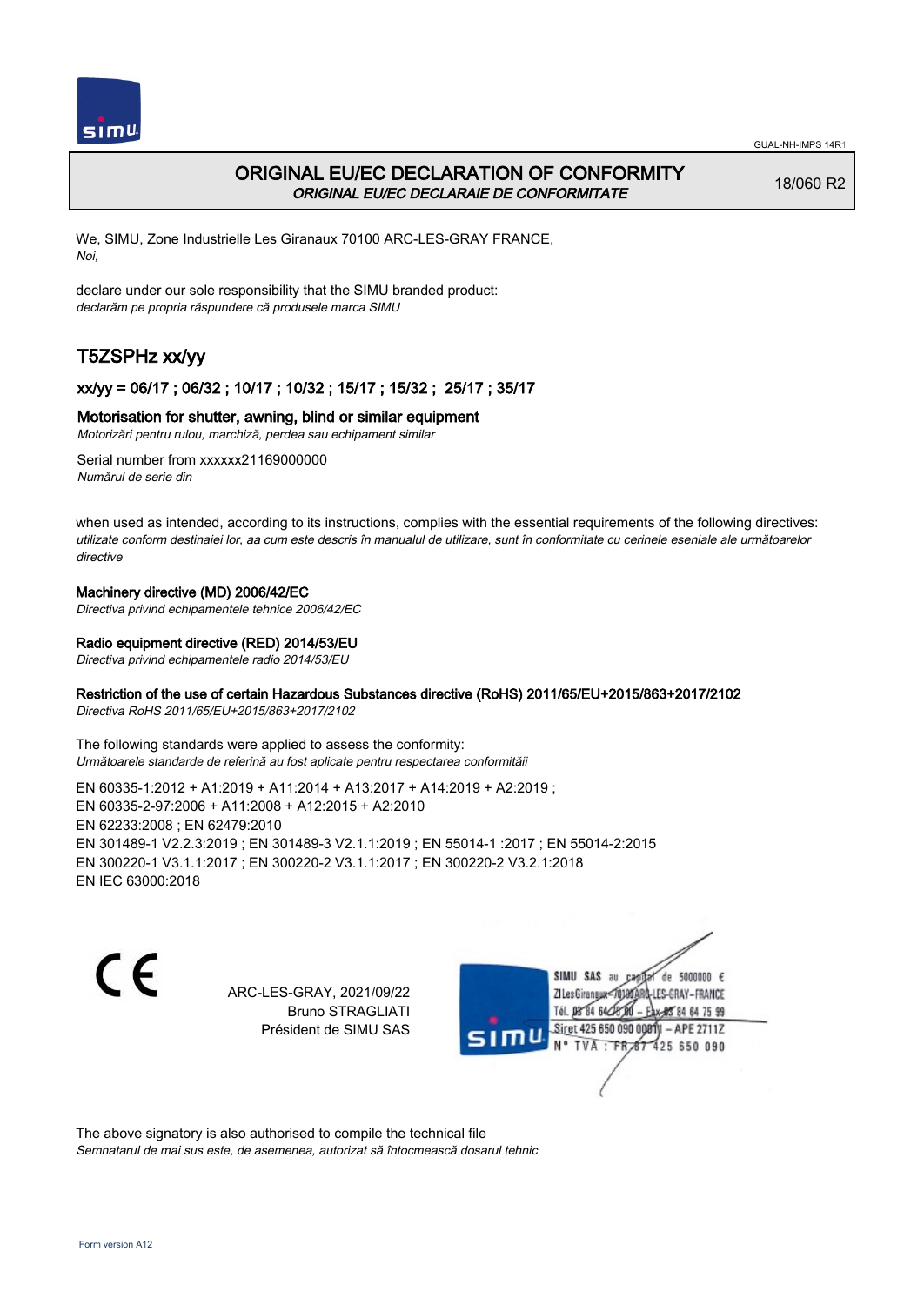# ORIGINAL EU/EC DECLARATION OF CONFORMITY

*ORIGINAL EU/EC DECLARAIE DE CONFORMITATE*

18/060 R2

We, SIMU, Zone Industrielle Les Giranaux 70100 ARC-LES-GRAY FRANCE,
*Noi,*

declare under our sole responsibility that the SIMU branded product:
*declarăm pe propria răspundere că produsele marca SIMU*

## T5ZSPHz xx/yy

### xx/yy = 06/17 ; 06/32 ; 10/17 ; 10/32 ; 15/17 ; 15/32 ; 25/17 ; 35/17

### Motorisation for shutter, awning, blind or similar equipment

*Motorizări pentru rulou, marchiză, perdea sau echipament similar*

Serial number from xxxxxx21169000000
*Numărul de serie din*

when used as intended, according to its instructions, complies with the essential requirements of the following directives:
*utilizate conform destinaiei lor, aa cum este descris în manualul de utilizare, sunt în conformitate cu cerinele eseniale ale următoarelor directive*

**Machinery directive (MD) 2006/42/EC**
*Directiva privind echipamentele tehnice 2006/42/EC*

**Radio equipment directive (RED) 2014/53/EU**
*Directiva privind echipamentele radio 2014/53/EU*

**Restriction of the use of certain Hazardous Substances directive (RoHS) 2011/65/EU+2015/863+2017/2102**
*Directiva RoHS 2011/65/EU+2015/863+2017/2102*

The following standards were applied to assess the conformity:
*Următoarele standarde de referină au fost aplicate pentru respectarea conformităii*

EN 60335-1:2012 + A1:2019 + A11:2014 + A13:2017 + A14:2019 + A2:2019 ;
EN 60335-2-97:2006 + A11:2008 + A12:2015 + A2:2010
EN 62233:2008 ; EN 62479:2010
EN 301489-1 V2.2.3:2019 ; EN 301489-3 V2.1.1:2019 ; EN 55014-1 :2017 ; EN 55014-2:2015
EN 300220-1 V3.1.1:2017 ; EN 300220-2 V3.1.1:2017 ; EN 300220-2 V3.2.1:2018
EN IEC 63000:2018

ARC-LES-GRAY, 2021/09/22
Bruno STRAGLIATI
Président de SIMU SAS

SIMU SAS au capital de 5000000 €
ZI Les Giranaux 70100 ARC-LES-GRAY-FRANCE
Tél. 03 84 64 75 00 – Fax 03 84 64 75 99
Siret 425 650 090 00011 – APE 2711Z
N° TVA : FR 87 425 650 090

The above signatory is also authorised to compile the technical file
*Semnatarul de mai sus este, de asemenea, autorizat să întocmească dosarul tehnic*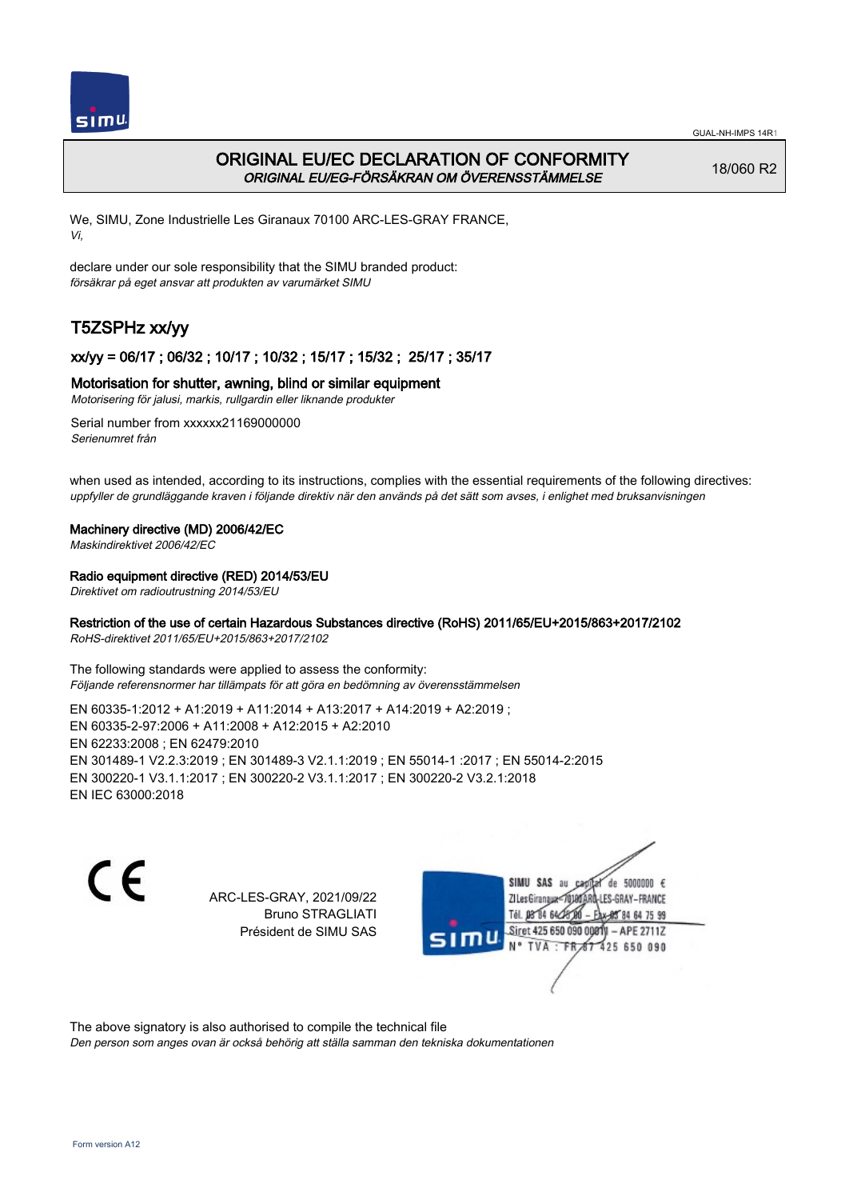GUAL-NH-IMPS 14R1

# ORIGINAL EU/EC DECLARATION OF CONFORMITY
*ORIGINAL EU/EG-FÖRSÄKRAN OM ÖVERENSSTÄMMELSE*

18/060 R2

We, SIMU, Zone Industrielle Les Giranaux 70100 ARC-LES-GRAY FRANCE,
*Vi,*

declare under our sole responsibility that the SIMU branded product:
*försäkrar på eget ansvar att produkten av varumärket SIMU*

## T5ZSPHz xx/yy

### xx/yy = 06/17 ; 06/32 ; 10/17 ; 10/32 ; 15/17 ; 15/32 ; 25/17 ; 35/17

**Motorisation for shutter, awning, blind or similar equipment**
*Motorisering för jalusi, markis, rullgardin eller liknande produkter*

Serial number from xxxxxx21169000000
*Serienumret från*

when used as intended, according to its instructions, complies with the essential requirements of the following directives:
*uppfyller de grundläggande kraven i följande direktiv när den används på det sätt som avses, i enlighet med bruksanvisningen*

**Machinery directive (MD) 2006/42/EC**
*Maskindirektivet 2006/42/EC*

**Radio equipment directive (RED) 2014/53/EU**
*Direktivet om radioutrustning 2014/53/EU*

**Restriction of the use of certain Hazardous Substances directive (RoHS) 2011/65/EU+2015/863+2017/2102**
*RoHS-direktivet 2011/65/EU+2015/863+2017/2102*

The following standards were applied to assess the conformity:
*Följande referensnormer har tillämpats för att göra en bedömning av överensstämmelsen*

EN 60335-1:2012 + A1:2019 + A11:2014 + A13:2017 + A14:2019 + A2:2019 ;
EN 60335-2-97:2006 + A11:2008 + A12:2015 + A2:2010
EN 62233:2008 ; EN 62479:2010
EN 301489-1 V2.2.3:2019 ; EN 301489-3 V2.1.1:2019 ; EN 55014-1 :2017 ; EN 55014-2:2015
EN 300220-1 V3.1.1:2017 ; EN 300220-2 V3.1.1:2017 ; EN 300220-2 V3.2.1:2018
EN IEC 63000:2018

ARC-LES-GRAY, 2021/09/22
Bruno STRAGLIATI
Président de SIMU SAS

SIMU SAS au capital de 5000000 €
ZI Les Giranaux 70100 ARC-LES-GRAY-FRANCE
Tél. 03 84 64 75 00 – Fax 03 84 64 75 99
Siret 425 650 090 00011 – APE 2711Z
N° TVA : FR 67 425 650 090

The above signatory is also authorised to compile the technical file
*Den person som anges ovan är också behörig att ställa samman den tekniska dokumentationen*

Form version A12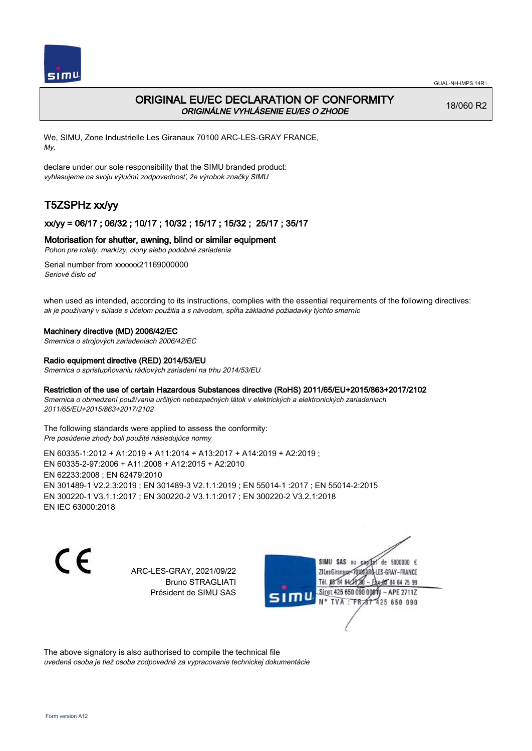GUAL-NH-IMPS 14R1

# ORIGINAL EU/EC DECLARATION OF CONFORMITY
*ORIGINÁLNE VYHLÁSENIE EU/ES O ZHODE*

18/060 R2

We, SIMU, Zone Industrielle Les Giranaux 70100 ARC-LES-GRAY FRANCE,
*My,*

declare under our sole responsibility that the SIMU branded product:
*vyhlasujeme na svoju výlučnú zodpovednosť, že výrobok značky SIMU*

## T5ZSPHz xx/yy

### xx/yy = 06/17 ; 06/32 ; 10/17 ; 10/32 ; 15/17 ; 15/32 ; 25/17 ; 35/17

### Motorisation for shutter, awning, blind or similar equipment
*Pohon pre rolety, markízy, clony alebo podobné zariadenia*

Serial number from xxxxxx21169000000
*Seriové číslo od*

when used as intended, according to its instructions, complies with the essential requirements of the following directives:
*ak je používaný v súlade s účelom použitia a s návodom, spĺňa základné požiadavky týchto smerníc*

**Machinery directive (MD) 2006/42/EC**
*Smernica o strojových zariadeniach 2006/42/EC*

**Radio equipment directive (RED) 2014/53/EU**
*Smernica o sprístupňovaniu rádiových zariadení na trhu 2014/53/EU*

**Restriction of the use of certain Hazardous Substances directive (RoHS) 2011/65/EU+2015/863+2017/2102**
*Smernica o obmedzení používania určitých nebezpečných látok v elektrických a elektronických zariadeniach 2011/65/EU+2015/863+2017/2102*

The following standards were applied to assess the conformity:
*Pre posúdenie zhody boli použité následujúce normy*

EN 60335-1:2012 + A1:2019 + A11:2014 + A13:2017 + A14:2019 + A2:2019 ;
EN 60335-2-97:2006 + A11:2008 + A12:2015 + A2:2010
EN 62233:2008 ; EN 62479:2010
EN 301489-1 V2.2.3:2019 ; EN 301489-3 V2.1.1:2019 ; EN 55014-1 :2017 ; EN 55014-2:2015
EN 300220-1 V3.1.1:2017 ; EN 300220-2 V3.1.1:2017 ; EN 300220-2 V3.2.1:2018
EN IEC 63000:2018

CE

ARC-LES-GRAY, 2021/09/22
Bruno STRAGLIATI
Président de SIMU SAS

SIMU SAS au capital de 5000000 €
ZI Les Giranaux 70100 ARC-LES-GRAY-FRANCE
Tél. 03 84 64 75 00 – Fax 03 84 64 75 99
Siret 425 650 090 00011 – APE 2711Z
N° TVA : FR 87 425 650 090

The above signatory is also authorised to compile the technical file
*uvedená osoba je tiež osoba zodpovedná za vypracovanie technickej dokumentácie*

Form version A12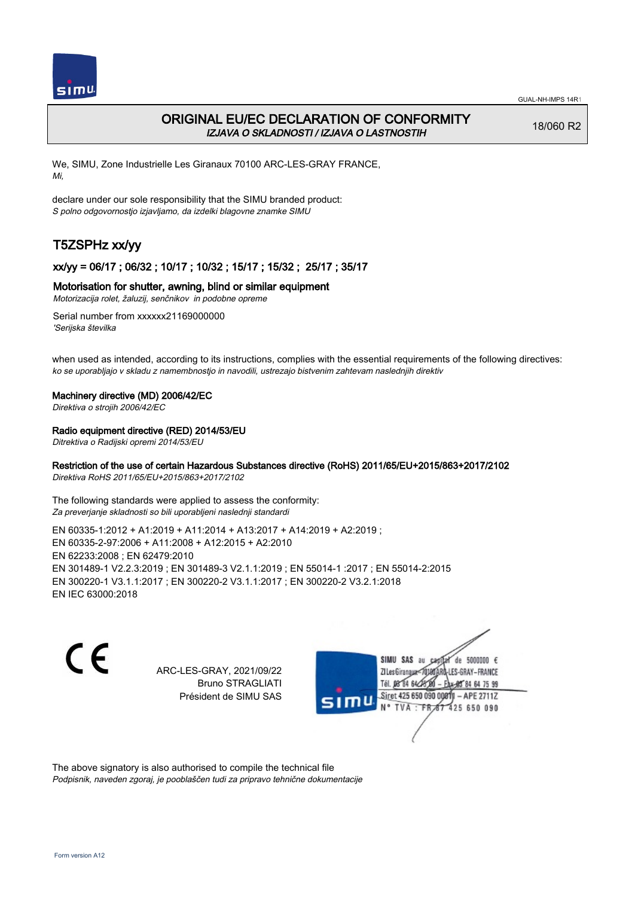GUAL-NH-IMPS 14R1

# ORIGINAL EU/EC DECLARATION OF CONFORMITY

*IZJAVA O SKLADNOSTI / IZJAVA O LASTNOSTIH*

18/060 R2

We, SIMU, Zone Industrielle Les Giranaux 70100 ARC-LES-GRAY FRANCE,
*Mi,*

declare under our sole responsibility that the SIMU branded product:
*S polno odgovornostjo izjavljamo, da izdelki blagovne znamke SIMU*

## T5ZSPHz xx/yy

### xx/yy = 06/17 ; 06/32 ; 10/17 ; 10/32 ; 15/17 ; 15/32 ; 25/17 ; 35/17

### Motorisation for shutter, awning, blind or similar equipment

*Motorizacija rolet, žaluzij, senčnikov in podobne opreme*

Serial number from xxxxxx21169000000
*'Serijska številka*

when used as intended, according to its instructions, complies with the essential requirements of the following directives:
*ko se uporabljajo v skladu z namembnostjo in navodili, ustrezajo bistvenim zahtevam naslednjih direktiv*

**Machinery directive (MD) 2006/42/EC**
*Direktiva o strojih 2006/42/EC*

**Radio equipment directive (RED) 2014/53/EU**
*Ditrektiva o Radijski opremi 2014/53/EU*

**Restriction of the use of certain Hazardous Substances directive (RoHS) 2011/65/EU+2015/863+2017/2102**
*Direktiva RoHS 2011/65/EU+2015/863+2017/2102*

The following standards were applied to assess the conformity:
*Za preverjanje skladnosti so bili uporabljeni naslednji standardi*

EN 60335-1:2012 + A1:2019 + A11:2014 + A13:2017 + A14:2019 + A2:2019 ;
EN 60335-2-97:2006 + A11:2008 + A12:2015 + A2:2010
EN 62233:2008 ; EN 62479:2010
EN 301489-1 V2.2.3:2019 ; EN 301489-3 V2.1.1:2019 ; EN 55014-1 :2017 ; EN 55014-2:2015
EN 300220-1 V3.1.1:2017 ; EN 300220-2 V3.1.1:2017 ; EN 300220-2 V3.2.1:2018
EN IEC 63000:2018

CE

ARC-LES-GRAY, 2021/09/22
Bruno STRAGLIATI
Président de SIMU SAS

SIMU SAS au capital de 5000000 €
ZI Les Giranaux 70100 ARC-LES-GRAY-FRANCE
Tél. 03 84 64 75 00 – Fax 03 84 64 75 99
Siret 425 650 090 00011 – APE 2711Z
N° TVA : FR 67 425 650 090

The above signatory is also authorised to compile the technical file
*Podpisnik, naveden zgoraj, je pooblaščen tudi za pripravo tehnične dokumentacije*

Form version A12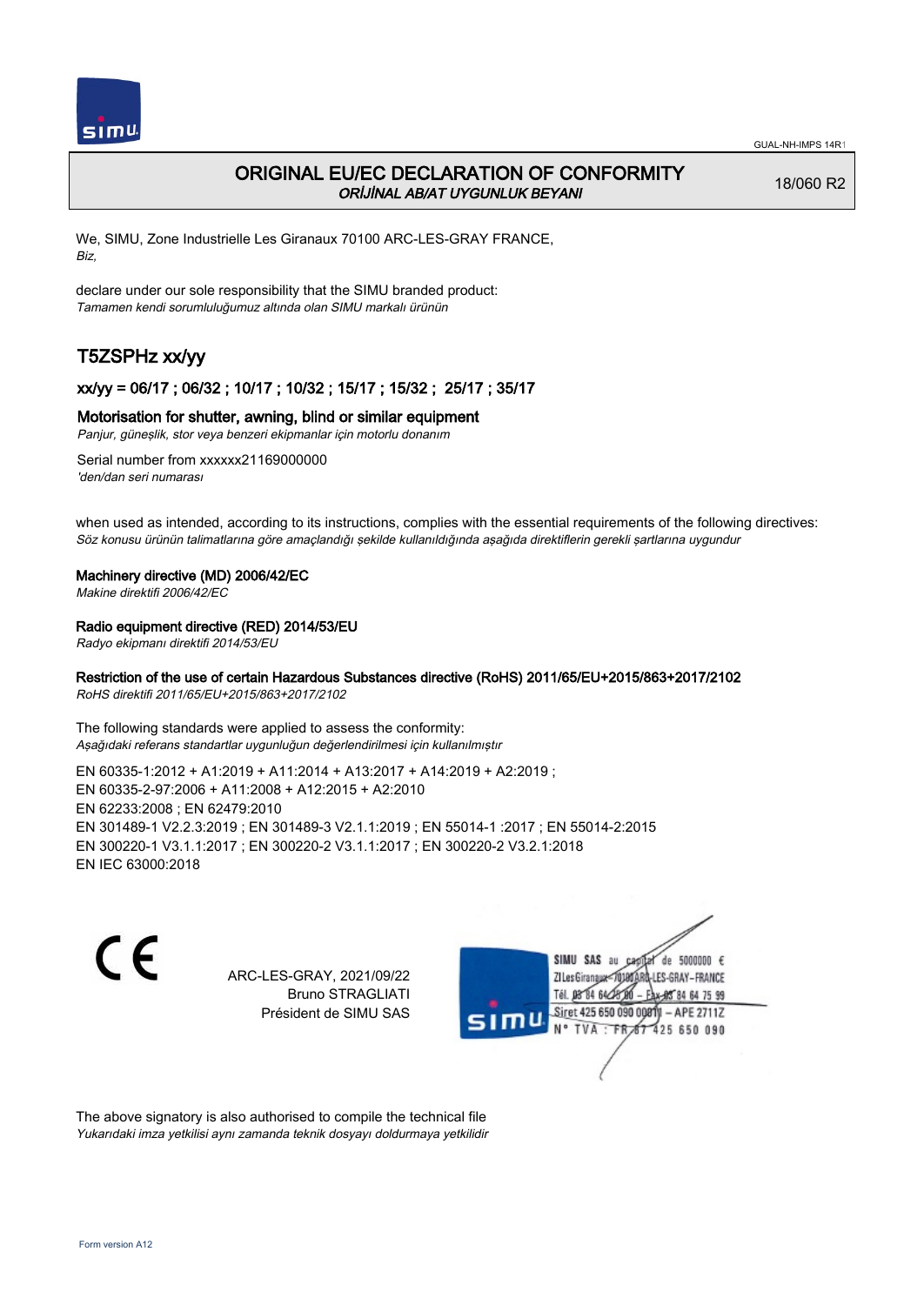# ORIGINAL EU/EC DECLARATION OF CONFORMITY

*ORİJİNAL AB/AT UYGUNLUK BEYANI*

18/060 R2

We, SIMU, Zone Industrielle Les Giranaux 70100 ARC-LES-GRAY FRANCE,
*Biz,*

declare under our sole responsibility that the SIMU branded product:
*Tamamen kendi sorumluluğumuz altında olan SIMU markalı ürünün*

## T5ZSPHz xx/yy

### xx/yy = 06/17 ; 06/32 ; 10/17 ; 10/32 ; 15/17 ; 15/32 ; 25/17 ; 35/17

### Motorisation for shutter, awning, blind or similar equipment

*Panjur, güneşlik, stor veya benzeri ekipmanlar için motorlu donanım*

Serial number from xxxxxx21169000000
*'den/dan seri numarası*

when used as intended, according to its instructions, complies with the essential requirements of the following directives:
*Söz konusu ürünün talimatlarına göre amaçlandığı şekilde kullanıldığında aşağıda direktiflerin gerekli şartlarına uygundur*

**Machinery directive (MD) 2006/42/EC**
*Makine direktifi 2006/42/EC*

**Radio equipment directive (RED) 2014/53/EU**
*Radyo ekipmanı direktifi 2014/53/EU*

**Restriction of the use of certain Hazardous Substances directive (RoHS) 2011/65/EU+2015/863+2017/2102**
*RoHS direktifi 2011/65/EU+2015/863+2017/2102*

The following standards were applied to assess the conformity:
*Aşağıdaki referans standartlar uygunluğun değerlendirilmesi için kullanılmıştır*

EN 60335-1:2012 + A1:2019 + A11:2014 + A13:2017 + A14:2019 + A2:2019 ;
EN 60335-2-97:2006 + A11:2008 + A12:2015 + A2:2010
EN 62233:2008 ; EN 62479:2010
EN 301489-1 V2.2.3:2019 ; EN 301489-3 V2.1.1:2019 ; EN 55014-1 :2017 ; EN 55014-2:2015
EN 300220-1 V3.1.1:2017 ; EN 300220-2 V3.1.1:2017 ; EN 300220-2 V3.2.1:2018
EN IEC 63000:2018

CE

ARC-LES-GRAY, 2021/09/22
Bruno STRAGLIATI
Président de SIMU SAS

SIMU SAS au capital de 5000000 €
ZI Les Giranaux 70100 ARC-LES-GRAY-FRANCE
Tél. 03 84 64 75 00 – Fax 03 84 64 75 99
Siret 425 650 090 00011 – APE 2711Z
N° TVA : FR 67 425 650 090

The above signatory is also authorised to compile the technical file
*Yukarıdaki imza yetkilisi aynı zamanda teknik dosyayı doldurmaya yetkilidir*